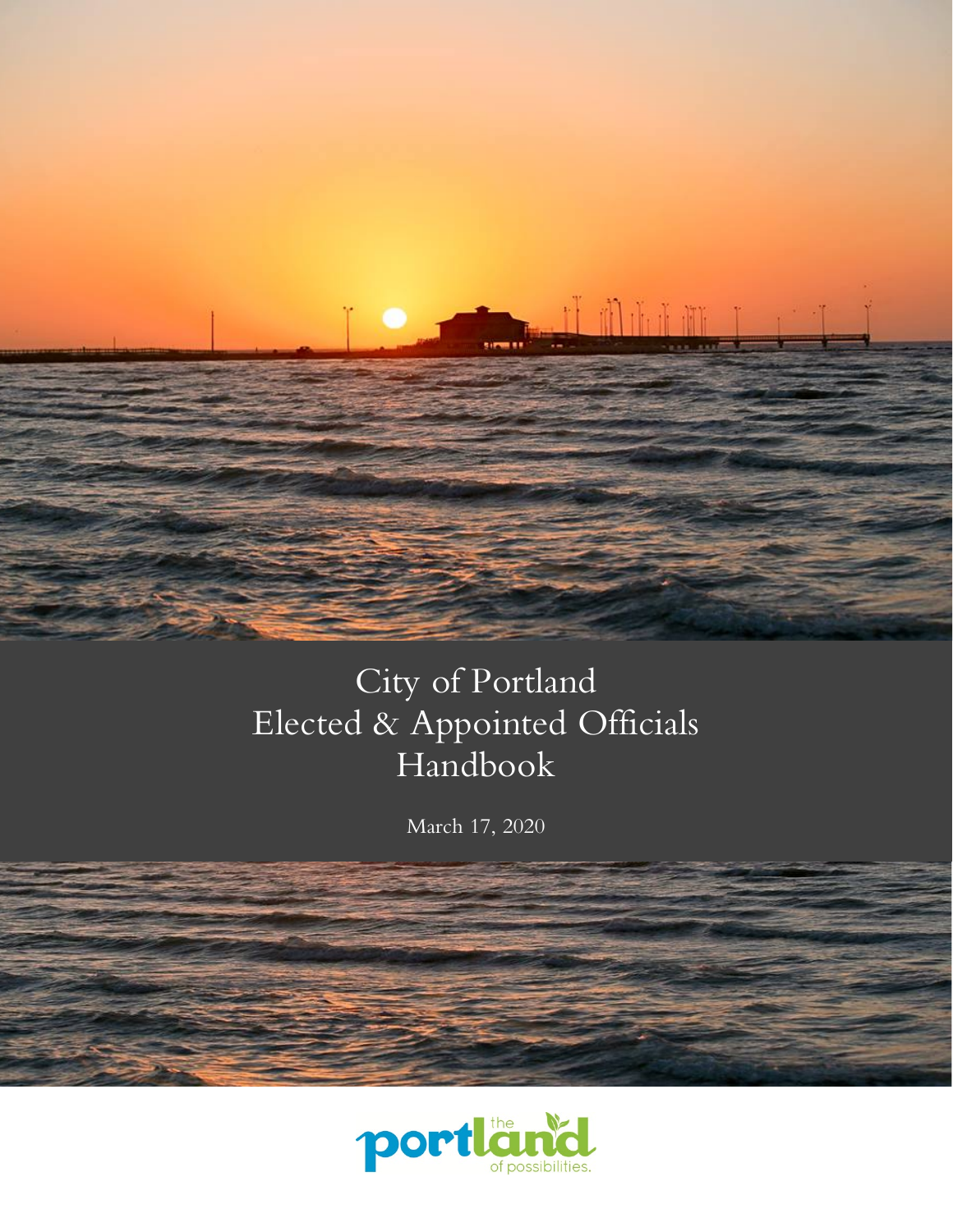# City of Portland
# Elected & Appointed Officials Handbook

March 17, 2020

portland the of possibilities.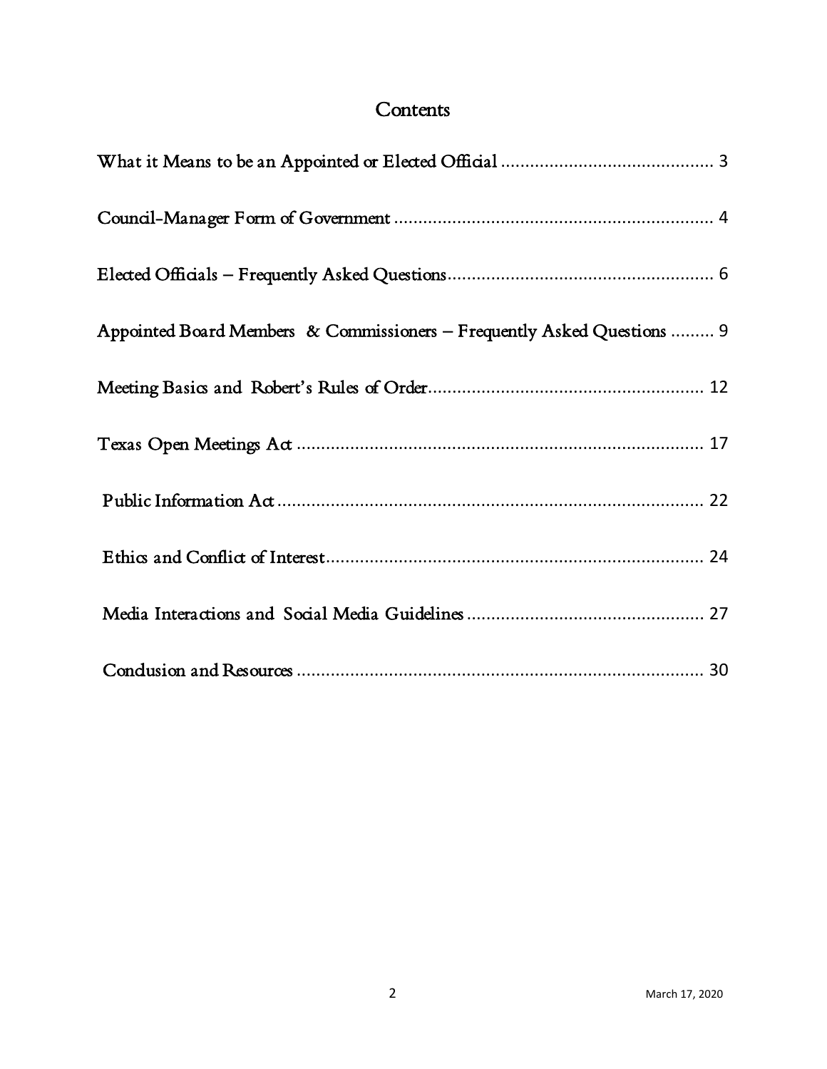# Contents

What it Means to be an Appointed or Elected Official ........................................... 3

Council-Manager Form of Government ................................................................ 4

Elected Officials – Frequently Asked Questions...................................................... 6

Appointed Board Members & Commissioners – Frequently Asked Questions ......... 9

Meeting Basics and Robert's Rules of Order........................................................ 12

Texas Open Meetings Act .................................................................................... 17

Public Information Act ........................................................................................ 22

Ethics and Conflict of Interest.............................................................................. 24

Media Interactions and Social Media Guidelines ................................................ 27

Conclusion and Resources .................................................................................... 30

March 17, 2020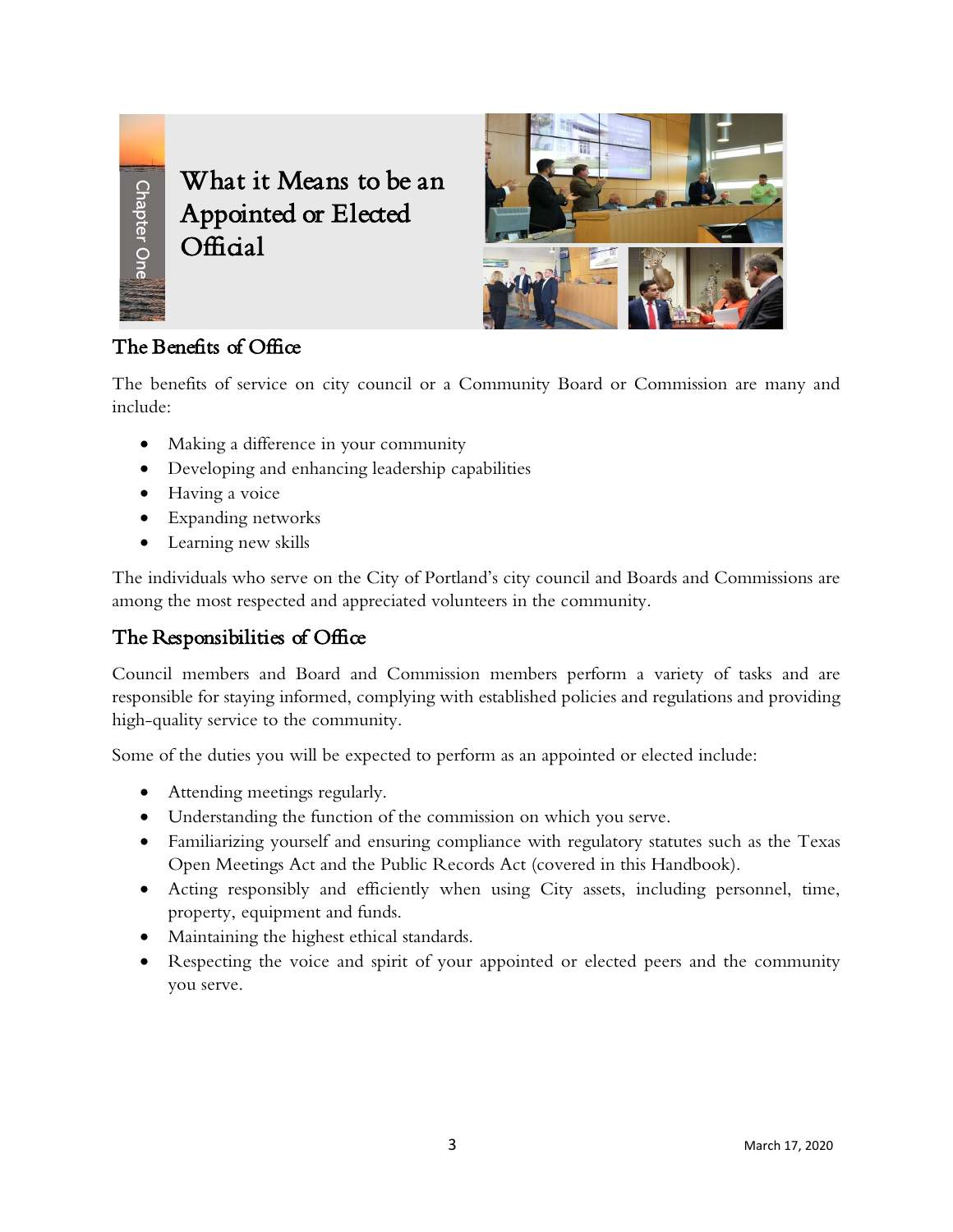Chapter One

# What it Means to be an Appointed or Elected Official

## The Benefits of Office

The benefits of service on city council or a Community Board or Commission are many and include:

- Making a difference in your community
- Developing and enhancing leadership capabilities
- Having a voice
- Expanding networks
- Learning new skills

The individuals who serve on the City of Portland's city council and Boards and Commissions are among the most respected and appreciated volunteers in the community.

## The Responsibilities of Office

Council members and Board and Commission members perform a variety of tasks and are responsible for staying informed, complying with established policies and regulations and providing high-quality service to the community.

Some of the duties you will be expected to perform as an appointed or elected include:

- Attending meetings regularly.
- Understanding the function of the commission on which you serve.
- Familiarizing yourself and ensuring compliance with regulatory statutes such as the Texas Open Meetings Act and the Public Records Act (covered in this Handbook).
- Acting responsibly and efficiently when using City assets, including personnel, time, property, equipment and funds.
- Maintaining the highest ethical standards.
- Respecting the voice and spirit of your appointed or elected peers and the community you serve.

March 17, 2020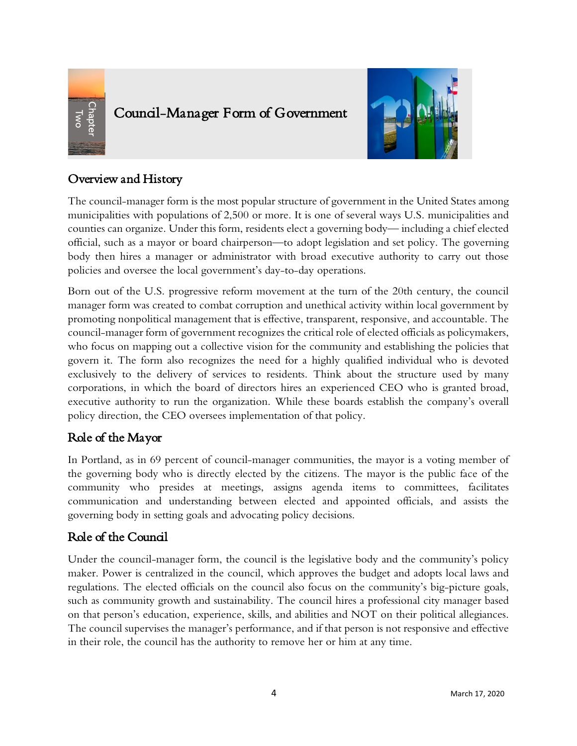# Council-Manager Form of Government

## Overview and History

The council-manager form is the most popular structure of government in the United States among municipalities with populations of 2,500 or more. It is one of several ways U.S. municipalities and counties can organize. Under this form, residents elect a governing body— including a chief elected official, such as a mayor or board chairperson—to adopt legislation and set policy. The governing body then hires a manager or administrator with broad executive authority to carry out those policies and oversee the local government's day-to-day operations.

Born out of the U.S. progressive reform movement at the turn of the 20th century, the council manager form was created to combat corruption and unethical activity within local government by promoting nonpolitical management that is effective, transparent, responsive, and accountable. The council-manager form of government recognizes the critical role of elected officials as policymakers, who focus on mapping out a collective vision for the community and establishing the policies that govern it. The form also recognizes the need for a highly qualified individual who is devoted exclusively to the delivery of services to residents. Think about the structure used by many corporations, in which the board of directors hires an experienced CEO who is granted broad, executive authority to run the organization. While these boards establish the company's overall policy direction, the CEO oversees implementation of that policy.

## Role of the Mayor

In Portland, as in 69 percent of council-manager communities, the mayor is a voting member of the governing body who is directly elected by the citizens. The mayor is the public face of the community who presides at meetings, assigns agenda items to committees, facilitates communication and understanding between elected and appointed officials, and assists the governing body in setting goals and advocating policy decisions.

## Role of the Council

Under the council-manager form, the council is the legislative body and the community's policy maker. Power is centralized in the council, which approves the budget and adopts local laws and regulations. The elected officials on the council also focus on the community's big-picture goals, such as community growth and sustainability. The council hires a professional city manager based on that person's education, experience, skills, and abilities and NOT on their political allegiances. The council supervises the manager's performance, and if that person is not responsive and effective in their role, the council has the authority to remove her or him at any time.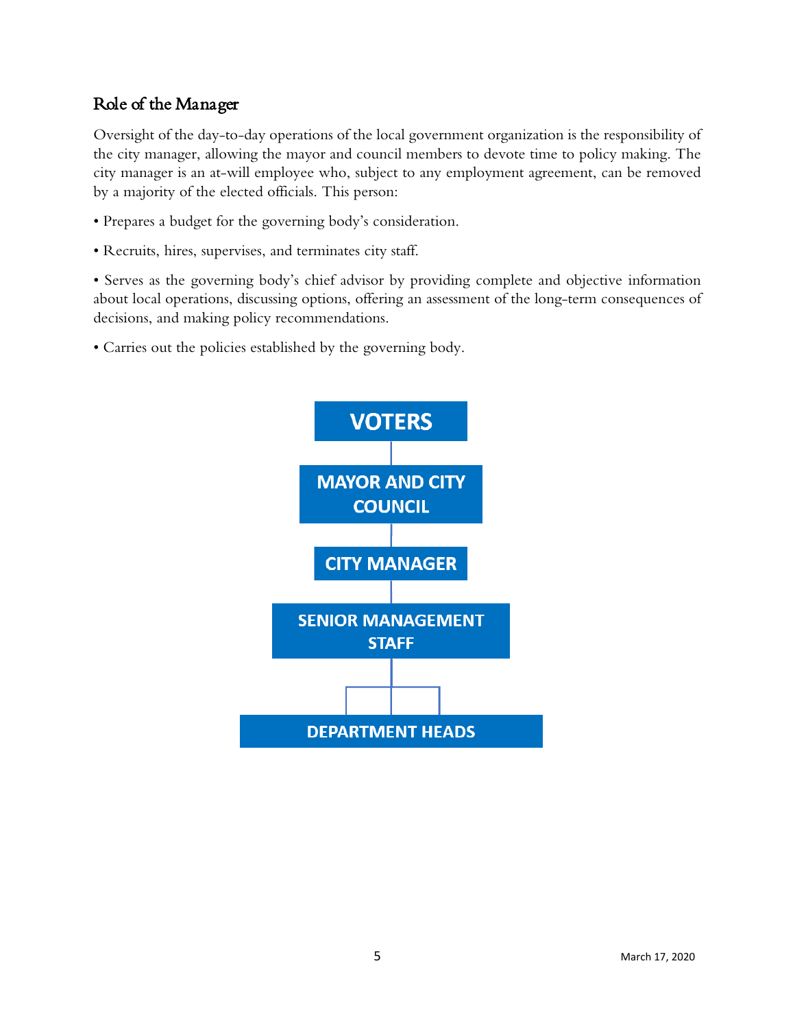## Role of the Manager

Oversight of the day-to-day operations of the local government organization is the responsibility of the city manager, allowing the mayor and council members to devote time to policy making. The city manager is an at-will employee who, subject to any employment agreement, can be removed by a majority of the elected officials. This person:

- Prepares a budget for the governing body's consideration.
- Recruits, hires, supervises, and terminates city staff.
- Serves as the governing body's chief advisor by providing complete and objective information about local operations, discussing options, offering an assessment of the long-term consequences of decisions, and making policy recommendations.
- Carries out the policies established by the governing body.

VOTERS

MAYOR AND CITY COUNCIL

CITY MANAGER

SENIOR MANAGEMENT STAFF

DEPARTMENT HEADS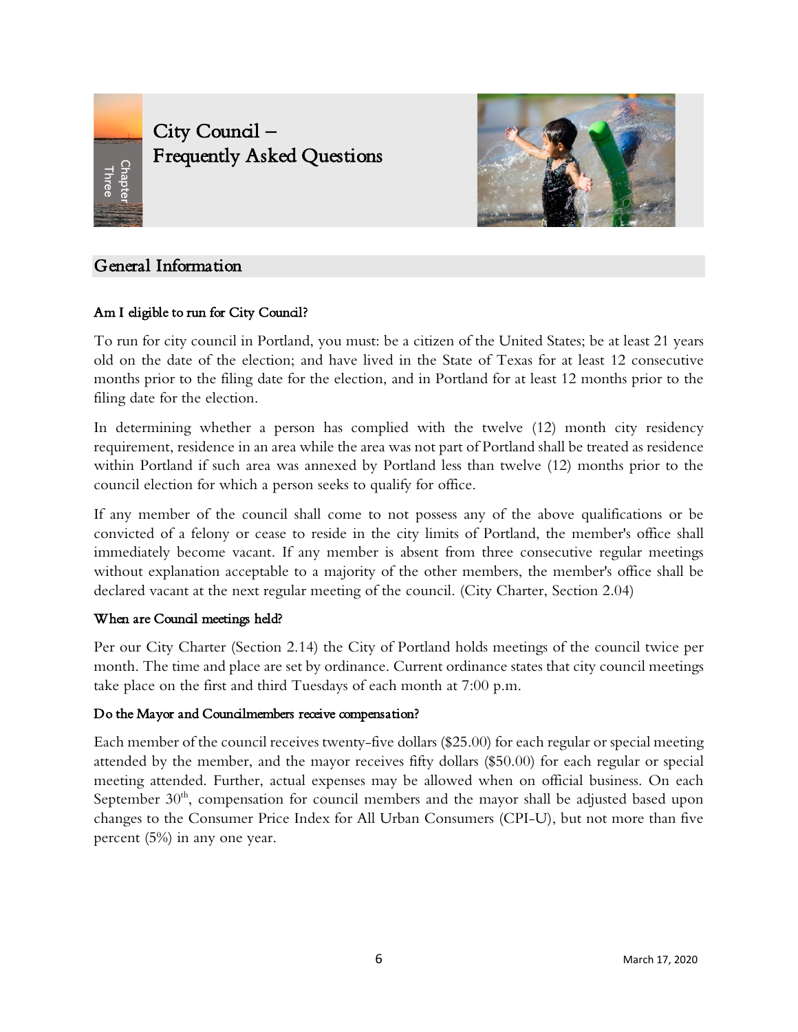# City Council – Frequently Asked Questions

## General Information

**Am I eligible to run for City Council?**

To run for city council in Portland, you must: be a citizen of the United States; be at least 21 years old on the date of the election; and have lived in the State of Texas for at least 12 consecutive months prior to the filing date for the election, and in Portland for at least 12 months prior to the filing date for the election.

In determining whether a person has complied with the twelve (12) month city residency requirement, residence in an area while the area was not part of Portland shall be treated as residence within Portland if such area was annexed by Portland less than twelve (12) months prior to the council election for which a person seeks to qualify for office.

If any member of the council shall come to not possess any of the above qualifications or be convicted of a felony or cease to reside in the city limits of Portland, the member's office shall immediately become vacant. If any member is absent from three consecutive regular meetings without explanation acceptable to a majority of the other members, the member's office shall be declared vacant at the next regular meeting of the council. (City Charter, Section 2.04)

**When are Council meetings held?**

Per our City Charter (Section 2.14) the City of Portland holds meetings of the council twice per month. The time and place are set by ordinance. Current ordinance states that city council meetings take place on the first and third Tuesdays of each month at 7:00 p.m.

**Do the Mayor and Councilmembers receive compensation?**

Each member of the council receives twenty-five dollars ($25.00) for each regular or special meeting attended by the member, and the mayor receives fifty dollars ($50.00) for each regular or special meeting attended. Further, actual expenses may be allowed when on official business. On each September 30th, compensation for council members and the mayor shall be adjusted based upon changes to the Consumer Price Index for All Urban Consumers (CPI-U), but not more than five percent (5%) in any one year.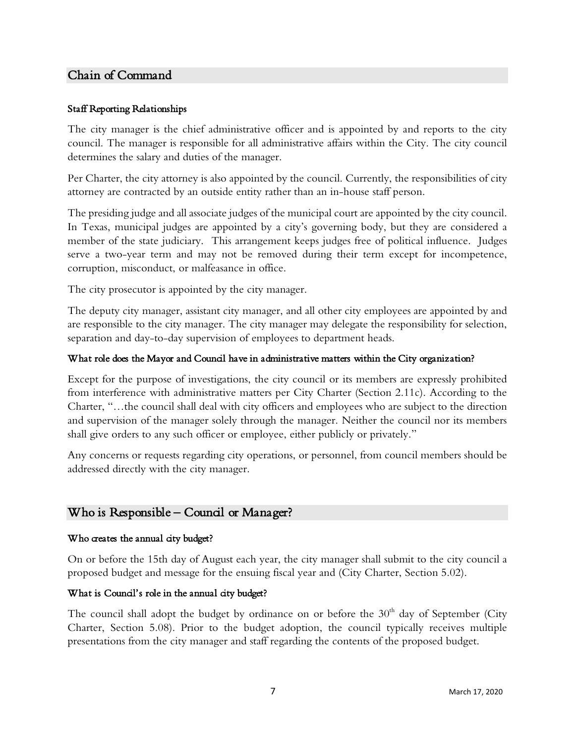## Chain of Command

### Staff Reporting Relationships

The city manager is the chief administrative officer and is appointed by and reports to the city council. The manager is responsible for all administrative affairs within the City. The city council determines the salary and duties of the manager.

Per Charter, the city attorney is also appointed by the council. Currently, the responsibilities of city attorney are contracted by an outside entity rather than an in-house staff person.

The presiding judge and all associate judges of the municipal court are appointed by the city council. In Texas, municipal judges are appointed by a city's governing body, but they are considered a member of the state judiciary. This arrangement keeps judges free of political influence. Judges serve a two-year term and may not be removed during their term except for incompetence, corruption, misconduct, or malfeasance in office.

The city prosecutor is appointed by the city manager.

The deputy city manager, assistant city manager, and all other city employees are appointed by and are responsible to the city manager. The city manager may delegate the responsibility for selection, separation and day-to-day supervision of employees to department heads.

### What role does the Mayor and Council have in administrative matters within the City organization?

Except for the purpose of investigations, the city council or its members are expressly prohibited from interference with administrative matters per City Charter (Section 2.11c). According to the Charter, "…the council shall deal with city officers and employees who are subject to the direction and supervision of the manager solely through the manager. Neither the council nor its members shall give orders to any such officer or employee, either publicly or privately."

Any concerns or requests regarding city operations, or personnel, from council members should be addressed directly with the city manager.

## Who is Responsible – Council or Manager?

### Who creates the annual city budget?

On or before the 15th day of August each year, the city manager shall submit to the city council a proposed budget and message for the ensuing fiscal year and (City Charter, Section 5.02).

### What is Council's role in the annual city budget?

The council shall adopt the budget by ordinance on or before the 30th day of September (City Charter, Section 5.08). Prior to the budget adoption, the council typically receives multiple presentations from the city manager and staff regarding the contents of the proposed budget.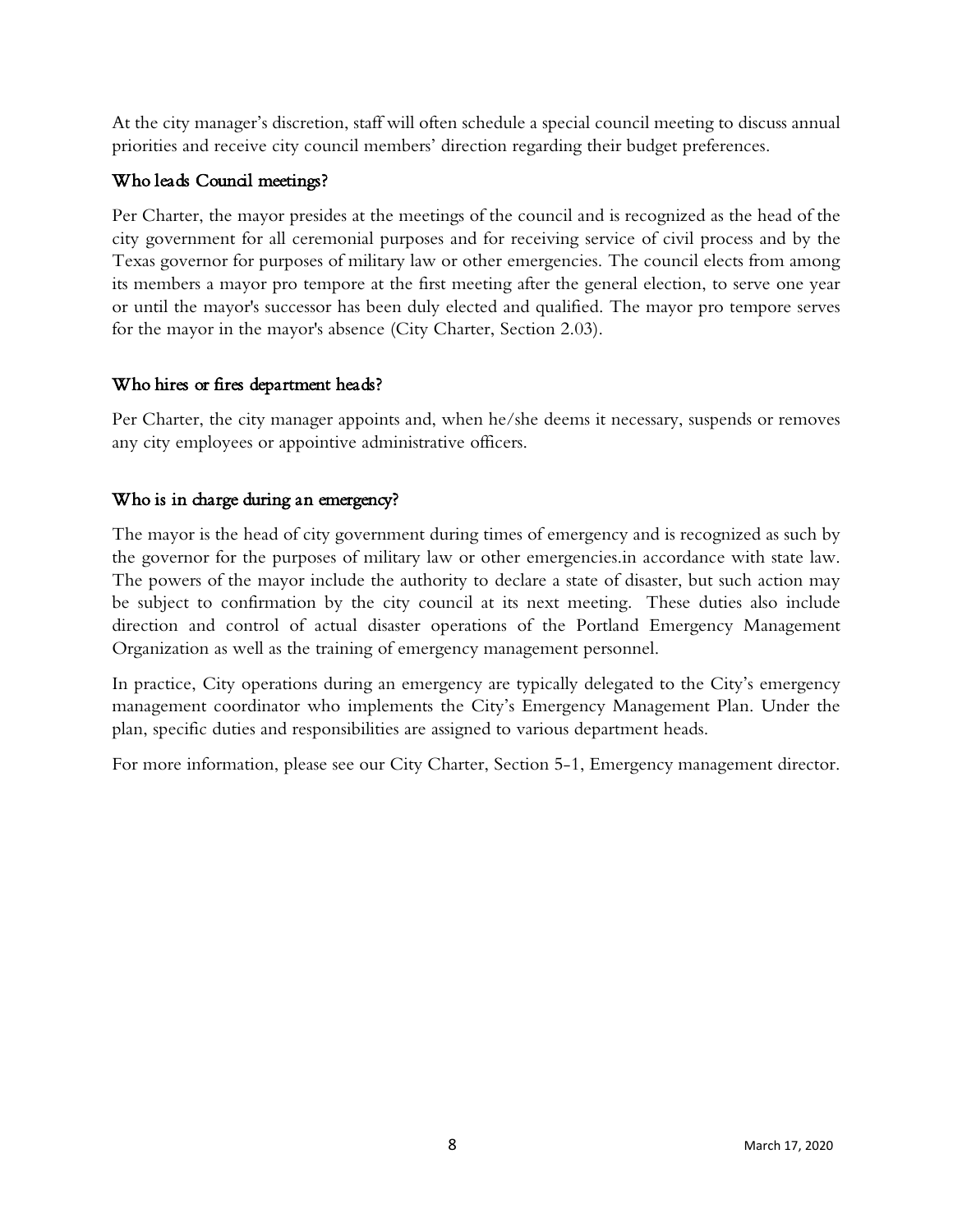At the city manager's discretion, staff will often schedule a special council meeting to discuss annual priorities and receive city council members' direction regarding their budget preferences.

### Who leads Council meetings?

Per Charter, the mayor presides at the meetings of the council and is recognized as the head of the city government for all ceremonial purposes and for receiving service of civil process and by the Texas governor for purposes of military law or other emergencies. The council elects from among its members a mayor pro tempore at the first meeting after the general election, to serve one year or until the mayor's successor has been duly elected and qualified. The mayor pro tempore serves for the mayor in the mayor's absence (City Charter, Section 2.03).

### Who hires or fires department heads?

Per Charter, the city manager appoints and, when he/she deems it necessary, suspends or removes any city employees or appointive administrative officers.

### Who is in charge during an emergency?

The mayor is the head of city government during times of emergency and is recognized as such by the governor for the purposes of military law or other emergencies.in accordance with state law. The powers of the mayor include the authority to declare a state of disaster, but such action may be subject to confirmation by the city council at its next meeting. These duties also include direction and control of actual disaster operations of the Portland Emergency Management Organization as well as the training of emergency management personnel.

In practice, City operations during an emergency are typically delegated to the City's emergency management coordinator who implements the City's Emergency Management Plan. Under the plan, specific duties and responsibilities are assigned to various department heads.

For more information, please see our City Charter, Section 5-1, Emergency management director.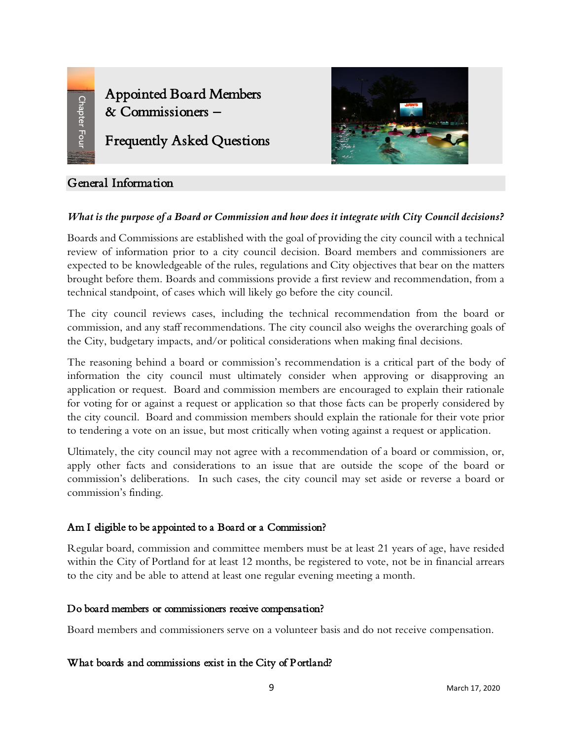# Appointed Board Members & Commissioners – Frequently Asked Questions

## General Information

***What is the purpose of a Board or Commission and how does it integrate with City Council decisions?***

Boards and Commissions are established with the goal of providing the city council with a technical review of information prior to a city council decision. Board members and commissioners are expected to be knowledgeable of the rules, regulations and City objectives that bear on the matters brought before them. Boards and commissions provide a first review and recommendation, from a technical standpoint, of cases which will likely go before the city council.

The city council reviews cases, including the technical recommendation from the board or commission, and any staff recommendations. The city council also weighs the overarching goals of the City, budgetary impacts, and/or political considerations when making final decisions.

The reasoning behind a board or commission's recommendation is a critical part of the body of information the city council must ultimately consider when approving or disapproving an application or request. Board and commission members are encouraged to explain their rationale for voting for or against a request or application so that those facts can be properly considered by the city council. Board and commission members should explain the rationale for their vote prior to tendering a vote on an issue, but most critically when voting against a request or application.

Ultimately, the city council may not agree with a recommendation of a board or commission, or, apply other facts and considerations to an issue that are outside the scope of the board or commission's deliberations. In such cases, the city council may set aside or reverse a board or commission's finding.

### Am I eligible to be appointed to a Board or a Commission?

Regular board, commission and committee members must be at least 21 years of age, have resided within the City of Portland for at least 12 months, be registered to vote, not be in financial arrears to the city and be able to attend at least one regular evening meeting a month.

### Do board members or commissioners receive compensation?

Board members and commissioners serve on a volunteer basis and do not receive compensation.

### What boards and commissions exist in the City of Portland?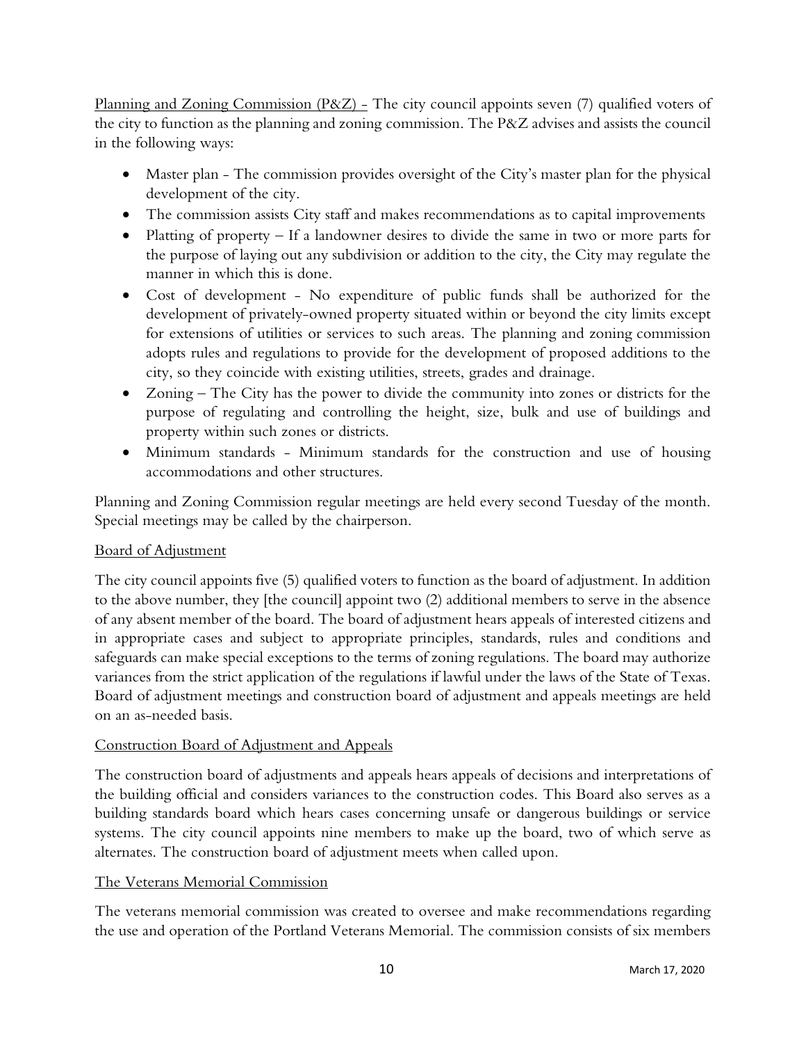<u>Planning and Zoning Commission (P&Z) -</u> The city council appoints seven (7) qualified voters of the city to function as the planning and zoning commission. The P&Z advises and assists the council in the following ways:

- Master plan - The commission provides oversight of the City's master plan for the physical development of the city.
- The commission assists City staff and makes recommendations as to capital improvements
- Platting of property – If a landowner desires to divide the same in two or more parts for the purpose of laying out any subdivision or addition to the city, the City may regulate the manner in which this is done.
- Cost of development - No expenditure of public funds shall be authorized for the development of privately-owned property situated within or beyond the city limits except for extensions of utilities or services to such areas. The planning and zoning commission adopts rules and regulations to provide for the development of proposed additions to the city, so they coincide with existing utilities, streets, grades and drainage.
- Zoning – The City has the power to divide the community into zones or districts for the purpose of regulating and controlling the height, size, bulk and use of buildings and property within such zones or districts.
- Minimum standards - Minimum standards for the construction and use of housing accommodations and other structures.

Planning and Zoning Commission regular meetings are held every second Tuesday of the month. Special meetings may be called by the chairperson.

<u>Board of Adjustment</u>

The city council appoints five (5) qualified voters to function as the board of adjustment. In addition to the above number, they [the council] appoint two (2) additional members to serve in the absence of any absent member of the board. The board of adjustment hears appeals of interested citizens and in appropriate cases and subject to appropriate principles, standards, rules and conditions and safeguards can make special exceptions to the terms of zoning regulations. The board may authorize variances from the strict application of the regulations if lawful under the laws of the State of Texas. Board of adjustment meetings and construction board of adjustment and appeals meetings are held on an as-needed basis.

<u>Construction Board of Adjustment and Appeals</u>

The construction board of adjustments and appeals hears appeals of decisions and interpretations of the building official and considers variances to the construction codes. This Board also serves as a building standards board which hears cases concerning unsafe or dangerous buildings or service systems. The city council appoints nine members to make up the board, two of which serve as alternates. The construction board of adjustment meets when called upon.

<u>The Veterans Memorial Commission</u>

The veterans memorial commission was created to oversee and make recommendations regarding the use and operation of the Portland Veterans Memorial. The commission consists of six members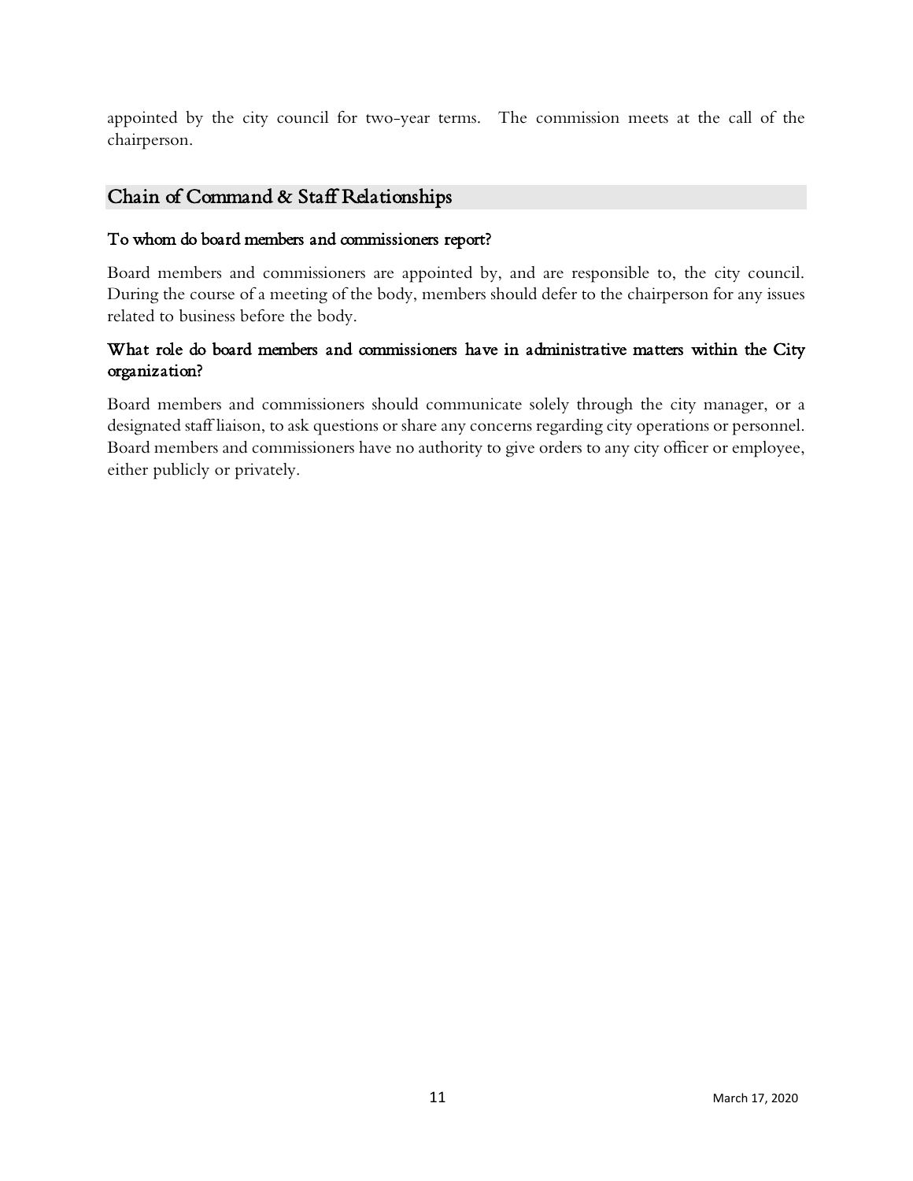appointed by the city council for two-year terms. The commission meets at the call of the chairperson.

## Chain of Command & Staff Relationships

### To whom do board members and commissioners report?

Board members and commissioners are appointed by, and are responsible to, the city council. During the course of a meeting of the body, members should defer to the chairperson for any issues related to business before the body.

### What role do board members and commissioners have in administrative matters within the City organization?

Board members and commissioners should communicate solely through the city manager, or a designated staff liaison, to ask questions or share any concerns regarding city operations or personnel. Board members and commissioners have no authority to give orders to any city officer or employee, either publicly or privately.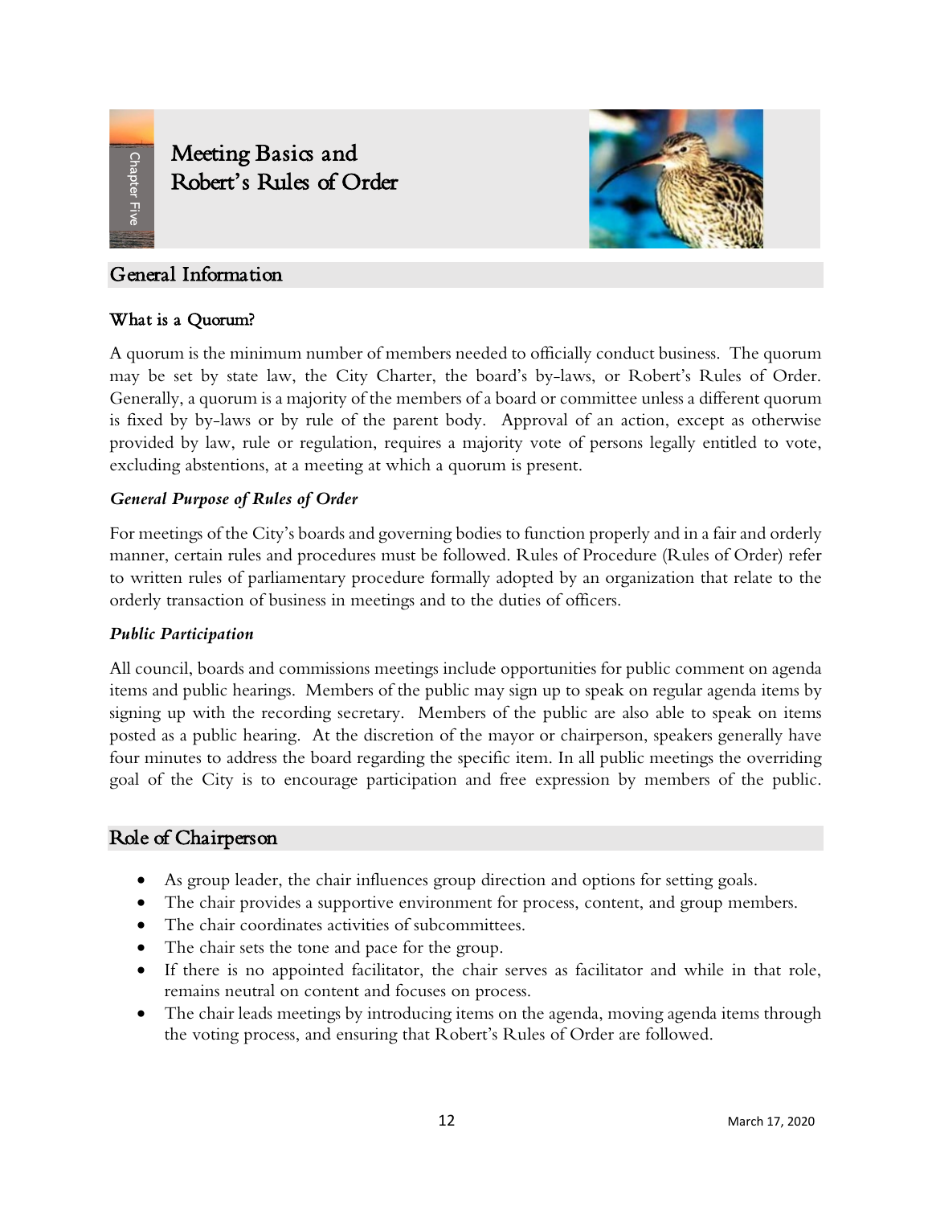# Meeting Basics and Robert's Rules of Order

## General Information

### What is a Quorum?

A quorum is the minimum number of members needed to officially conduct business. The quorum may be set by state law, the City Charter, the board's by-laws, or Robert's Rules of Order. Generally, a quorum is a majority of the members of a board or committee unless a different quorum is fixed by by-laws or by rule of the parent body. Approval of an action, except as otherwise provided by law, rule or regulation, requires a majority vote of persons legally entitled to vote, excluding abstentions, at a meeting at which a quorum is present.

### *General Purpose of Rules of Order*

For meetings of the City's boards and governing bodies to function properly and in a fair and orderly manner, certain rules and procedures must be followed. Rules of Procedure (Rules of Order) refer to written rules of parliamentary procedure formally adopted by an organization that relate to the orderly transaction of business in meetings and to the duties of officers.

### *Public Participation*

All council, boards and commissions meetings include opportunities for public comment on agenda items and public hearings. Members of the public may sign up to speak on regular agenda items by signing up with the recording secretary. Members of the public are also able to speak on items posted as a public hearing. At the discretion of the mayor or chairperson, speakers generally have four minutes to address the board regarding the specific item. In all public meetings the overriding goal of the City is to encourage participation and free expression by members of the public.

## Role of Chairperson

- As group leader, the chair influences group direction and options for setting goals.
- The chair provides a supportive environment for process, content, and group members.
- The chair coordinates activities of subcommittees.
- The chair sets the tone and pace for the group.
- If there is no appointed facilitator, the chair serves as facilitator and while in that role, remains neutral on content and focuses on process.
- The chair leads meetings by introducing items on the agenda, moving agenda items through the voting process, and ensuring that Robert's Rules of Order are followed.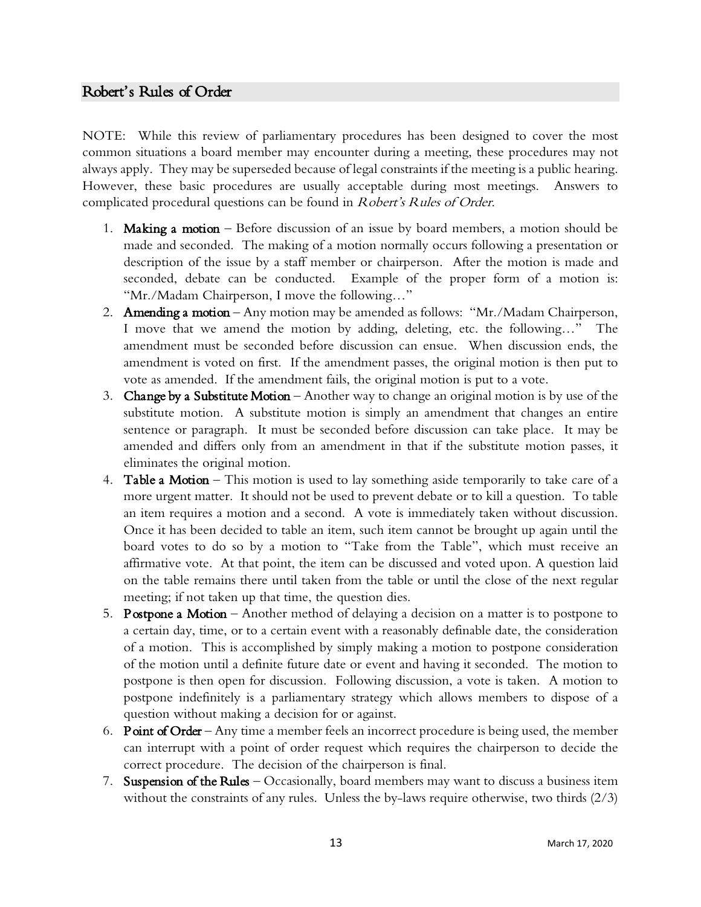## Robert's Rules of Order

NOTE: While this review of parliamentary procedures has been designed to cover the most common situations a board member may encounter during a meeting, these procedures may not always apply. They may be superseded because of legal constraints if the meeting is a public hearing. However, these basic procedures are usually acceptable during most meetings. Answers to complicated procedural questions can be found in *Robert's Rules of Order*.

1. **Making a motion** – Before discussion of an issue by board members, a motion should be made and seconded. The making of a motion normally occurs following a presentation or description of the issue by a staff member or chairperson. After the motion is made and seconded, debate can be conducted. Example of the proper form of a motion is: "Mr./Madam Chairperson, I move the following…"
2. **Amending a motion** – Any motion may be amended as follows: "Mr./Madam Chairperson, I move that we amend the motion by adding, deleting, etc. the following…" The amendment must be seconded before discussion can ensue. When discussion ends, the amendment is voted on first. If the amendment passes, the original motion is then put to vote as amended. If the amendment fails, the original motion is put to a vote.
3. **Change by a Substitute Motion** – Another way to change an original motion is by use of the substitute motion. A substitute motion is simply an amendment that changes an entire sentence or paragraph. It must be seconded before discussion can take place. It may be amended and differs only from an amendment in that if the substitute motion passes, it eliminates the original motion.
4. **Table a Motion** – This motion is used to lay something aside temporarily to take care of a more urgent matter. It should not be used to prevent debate or to kill a question. To table an item requires a motion and a second. A vote is immediately taken without discussion. Once it has been decided to table an item, such item cannot be brought up again until the board votes to do so by a motion to "Take from the Table", which must receive an affirmative vote. At that point, the item can be discussed and voted upon. A question laid on the table remains there until taken from the table or until the close of the next regular meeting; if not taken up that time, the question dies.
5. **Postpone a Motion** – Another method of delaying a decision on a matter is to postpone to a certain day, time, or to a certain event with a reasonably definable date, the consideration of a motion. This is accomplished by simply making a motion to postpone consideration of the motion until a definite future date or event and having it seconded. The motion to postpone is then open for discussion. Following discussion, a vote is taken. A motion to postpone indefinitely is a parliamentary strategy which allows members to dispose of a question without making a decision for or against.
6. **Point of Order** – Any time a member feels an incorrect procedure is being used, the member can interrupt with a point of order request which requires the chairperson to decide the correct procedure. The decision of the chairperson is final.
7. **Suspension of the Rules** – Occasionally, board members may want to discuss a business item without the constraints of any rules. Unless the by-laws require otherwise, two thirds (2/3)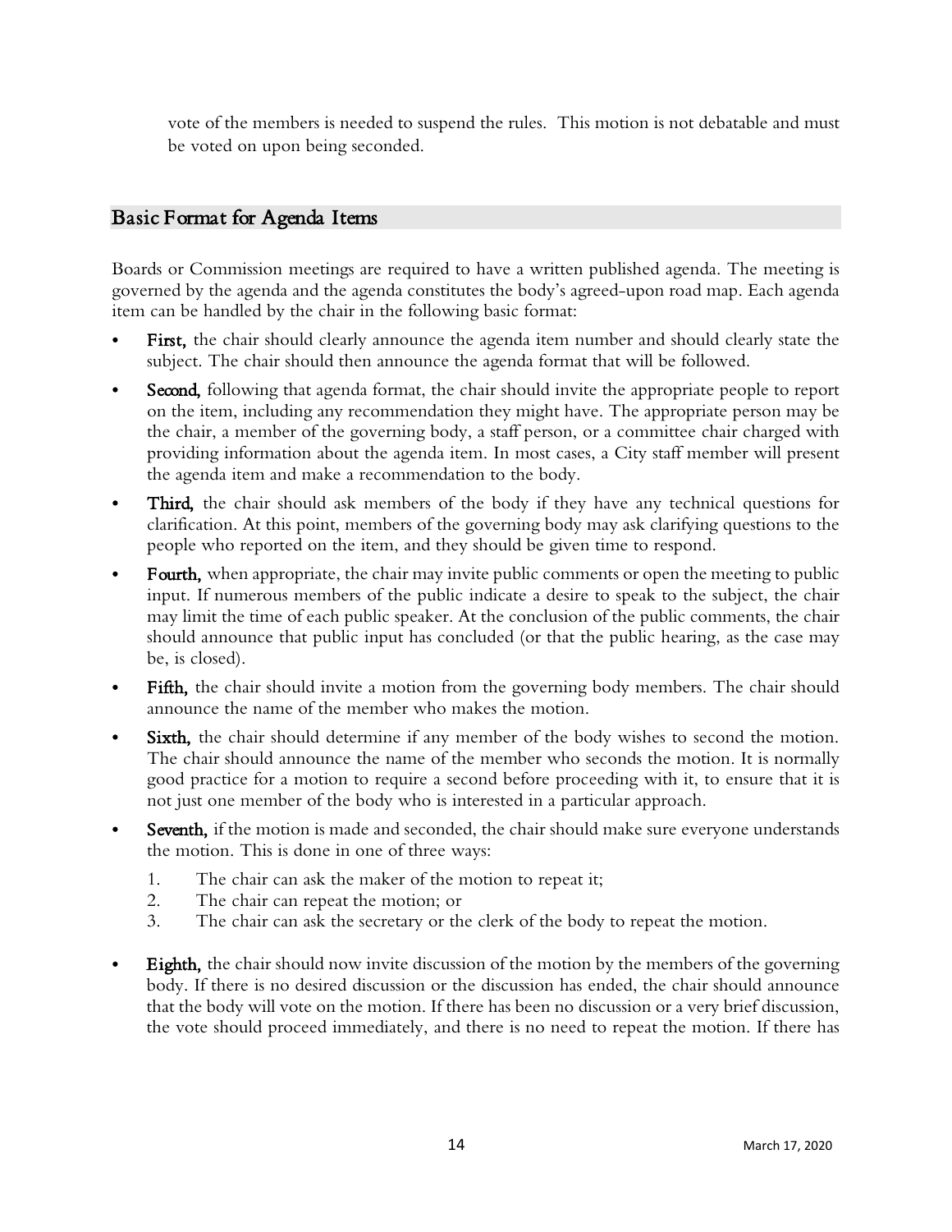vote of the members is needed to suspend the rules. This motion is not debatable and must be voted on upon being seconded.

## Basic Format for Agenda Items

Boards or Commission meetings are required to have a written published agenda. The meeting is governed by the agenda and the agenda constitutes the body's agreed-upon road map. Each agenda item can be handled by the chair in the following basic format:

- **First,** the chair should clearly announce the agenda item number and should clearly state the subject. The chair should then announce the agenda format that will be followed.
- **Second,** following that agenda format, the chair should invite the appropriate people to report on the item, including any recommendation they might have. The appropriate person may be the chair, a member of the governing body, a staff person, or a committee chair charged with providing information about the agenda item. In most cases, a City staff member will present the agenda item and make a recommendation to the body.
- **Third,** the chair should ask members of the body if they have any technical questions for clarification. At this point, members of the governing body may ask clarifying questions to the people who reported on the item, and they should be given time to respond.
- **Fourth,** when appropriate, the chair may invite public comments or open the meeting to public input. If numerous members of the public indicate a desire to speak to the subject, the chair may limit the time of each public speaker. At the conclusion of the public comments, the chair should announce that public input has concluded (or that the public hearing, as the case may be, is closed).
- **Fifth,** the chair should invite a motion from the governing body members. The chair should announce the name of the member who makes the motion.
- **Sixth,** the chair should determine if any member of the body wishes to second the motion. The chair should announce the name of the member who seconds the motion. It is normally good practice for a motion to require a second before proceeding with it, to ensure that it is not just one member of the body who is interested in a particular approach.
- **Seventh,** if the motion is made and seconded, the chair should make sure everyone understands the motion. This is done in one of three ways:
  1. The chair can ask the maker of the motion to repeat it;
  2. The chair can repeat the motion; or
  3. The chair can ask the secretary or the clerk of the body to repeat the motion.
- **Eighth,** the chair should now invite discussion of the motion by the members of the governing body. If there is no desired discussion or the discussion has ended, the chair should announce that the body will vote on the motion. If there has been no discussion or a very brief discussion, the vote should proceed immediately, and there is no need to repeat the motion. If there has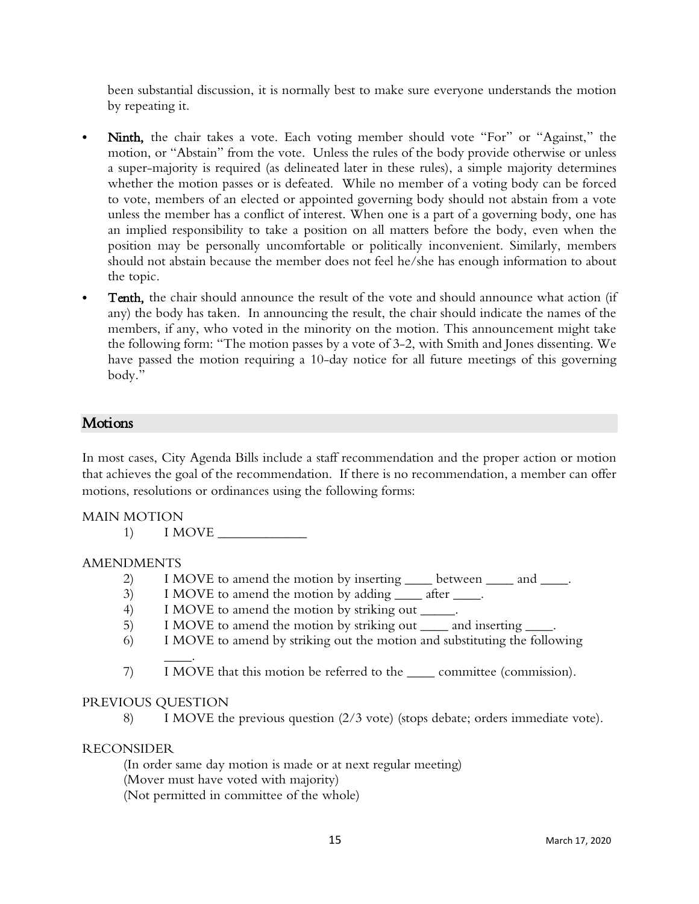been substantial discussion, it is normally best to make sure everyone understands the motion by repeating it.

- **Ninth,** the chair takes a vote. Each voting member should vote "For" or "Against," the motion, or "Abstain" from the vote. Unless the rules of the body provide otherwise or unless a super-majority is required (as delineated later in these rules), a simple majority determines whether the motion passes or is defeated. While no member of a voting body can be forced to vote, members of an elected or appointed governing body should not abstain from a vote unless the member has a conflict of interest. When one is a part of a governing body, one has an implied responsibility to take a position on all matters before the body, even when the position may be personally uncomfortable or politically inconvenient. Similarly, members should not abstain because the member does not feel he/she has enough information to about the topic.
- **Tenth,** the chair should announce the result of the vote and should announce what action (if any) the body has taken. In announcing the result, the chair should indicate the names of the members, if any, who voted in the minority on the motion. This announcement might take the following form: "The motion passes by a vote of 3-2, with Smith and Jones dissenting. We have passed the motion requiring a 10-day notice for all future meetings of this governing body."

## Motions

In most cases, City Agenda Bills include a staff recommendation and the proper action or motion that achieves the goal of the recommendation. If there is no recommendation, a member can offer motions, resolutions or ordinances using the following forms:

MAIN MOTION

1) I MOVE ____________

AMENDMENTS

2) I MOVE to amend the motion by inserting ____ between ____ and ____.
3) I MOVE to amend the motion by adding ____ after ____.
4) I MOVE to amend the motion by striking out _____.
5) I MOVE to amend the motion by striking out ____ and inserting ____.
6) I MOVE to amend by striking out the motion and substituting the following ____.
7) I MOVE that this motion be referred to the ____ committee (commission).

PREVIOUS QUESTION

8) I MOVE the previous question (2/3 vote) (stops debate; orders immediate vote).

RECONSIDER

(In order same day motion is made or at next regular meeting)
(Mover must have voted with majority)
(Not permitted in committee of the whole)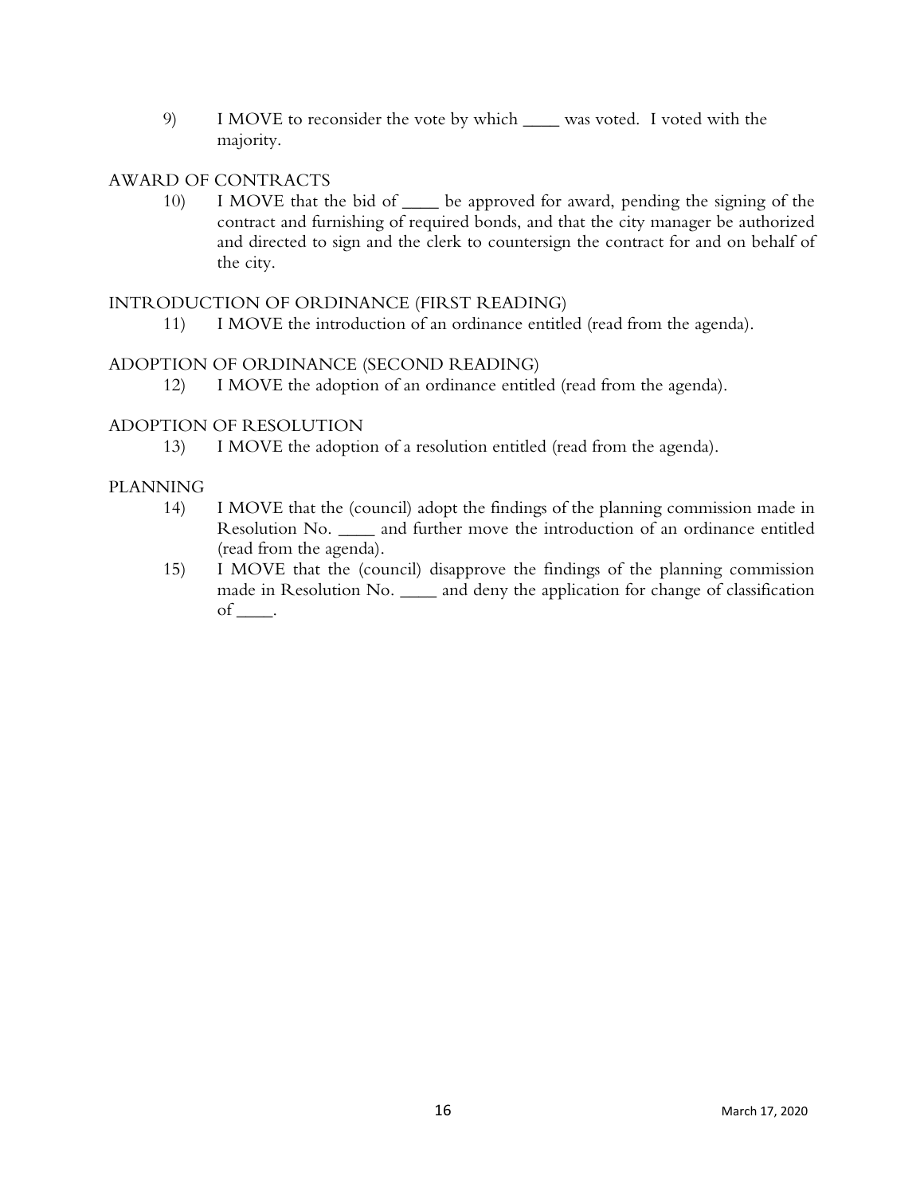9) I MOVE to reconsider the vote by which ____ was voted. I voted with the majority.

AWARD OF CONTRACTS

10) I MOVE that the bid of ____ be approved for award, pending the signing of the contract and furnishing of required bonds, and that the city manager be authorized and directed to sign and the clerk to countersign the contract for and on behalf of the city.

INTRODUCTION OF ORDINANCE (FIRST READING)

11) I MOVE the introduction of an ordinance entitled (read from the agenda).

ADOPTION OF ORDINANCE (SECOND READING)

12) I MOVE the adoption of an ordinance entitled (read from the agenda).

ADOPTION OF RESOLUTION

13) I MOVE the adoption of a resolution entitled (read from the agenda).

PLANNING

14) I MOVE that the (council) adopt the findings of the planning commission made in Resolution No. ____ and further move the introduction of an ordinance entitled (read from the agenda).

15) I MOVE that the (council) disapprove the findings of the planning commission made in Resolution No. ____ and deny the application for change of classification of ____.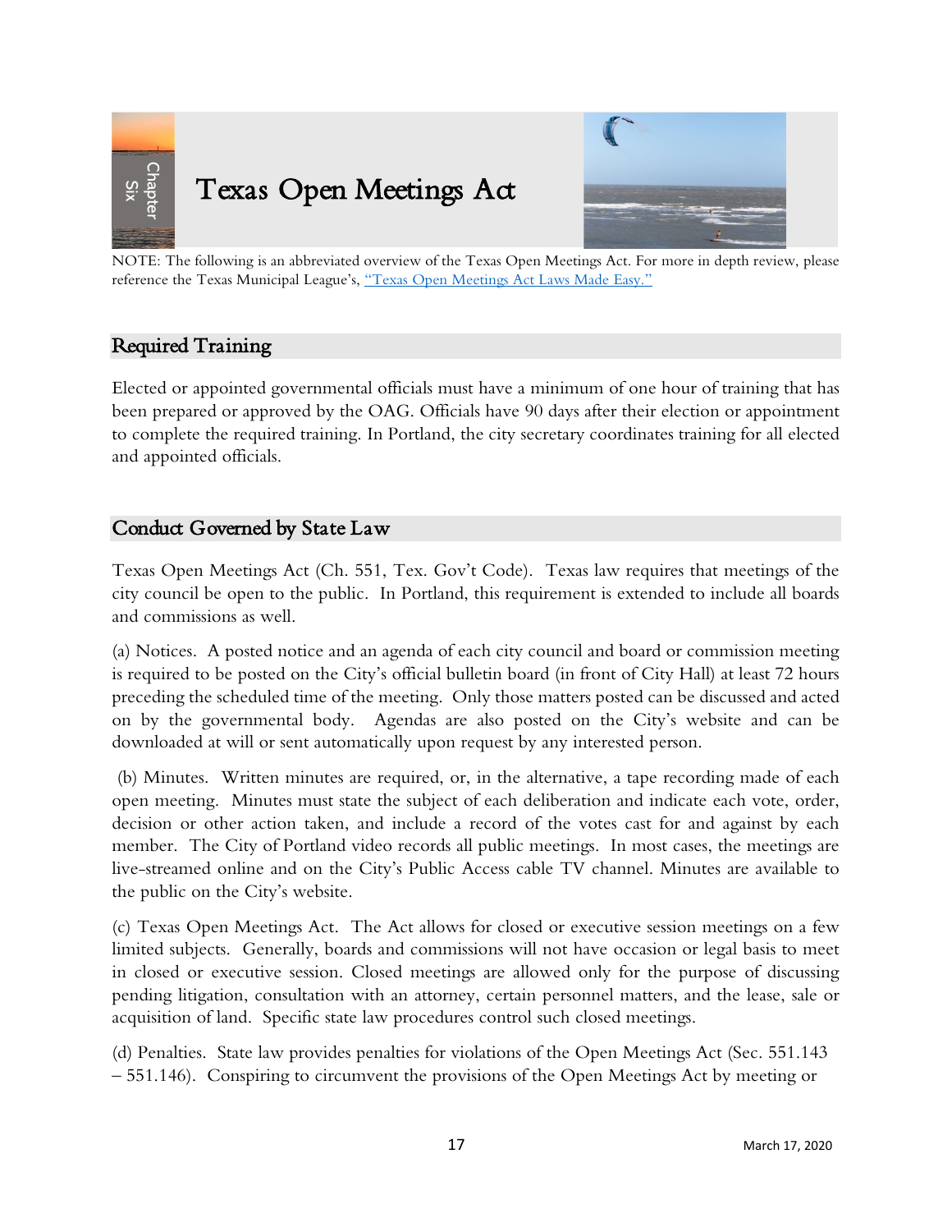# Chapter Six

# Texas Open Meetings Act

NOTE: The following is an abbreviated overview of the Texas Open Meetings Act. For more in depth review, please reference the Texas Municipal League's, "Texas Open Meetings Act Laws Made Easy."

## Required Training

Elected or appointed governmental officials must have a minimum of one hour of training that has been prepared or approved by the OAG. Officials have 90 days after their election or appointment to complete the required training. In Portland, the city secretary coordinates training for all elected and appointed officials.

## Conduct Governed by State Law

Texas Open Meetings Act (Ch. 551, Tex. Gov't Code). Texas law requires that meetings of the city council be open to the public. In Portland, this requirement is extended to include all boards and commissions as well.

(a) Notices. A posted notice and an agenda of each city council and board or commission meeting is required to be posted on the City's official bulletin board (in front of City Hall) at least 72 hours preceding the scheduled time of the meeting. Only those matters posted can be discussed and acted on by the governmental body. Agendas are also posted on the City's website and can be downloaded at will or sent automatically upon request by any interested person.

(b) Minutes. Written minutes are required, or, in the alternative, a tape recording made of each open meeting. Minutes must state the subject of each deliberation and indicate each vote, order, decision or other action taken, and include a record of the votes cast for and against by each member. The City of Portland video records all public meetings. In most cases, the meetings are live-streamed online and on the City's Public Access cable TV channel. Minutes are available to the public on the City's website.

(c) Texas Open Meetings Act. The Act allows for closed or executive session meetings on a few limited subjects. Generally, boards and commissions will not have occasion or legal basis to meet in closed or executive session. Closed meetings are allowed only for the purpose of discussing pending litigation, consultation with an attorney, certain personnel matters, and the lease, sale or acquisition of land. Specific state law procedures control such closed meetings.

(d) Penalties. State law provides penalties for violations of the Open Meetings Act (Sec. 551.143 – 551.146). Conspiring to circumvent the provisions of the Open Meetings Act by meeting or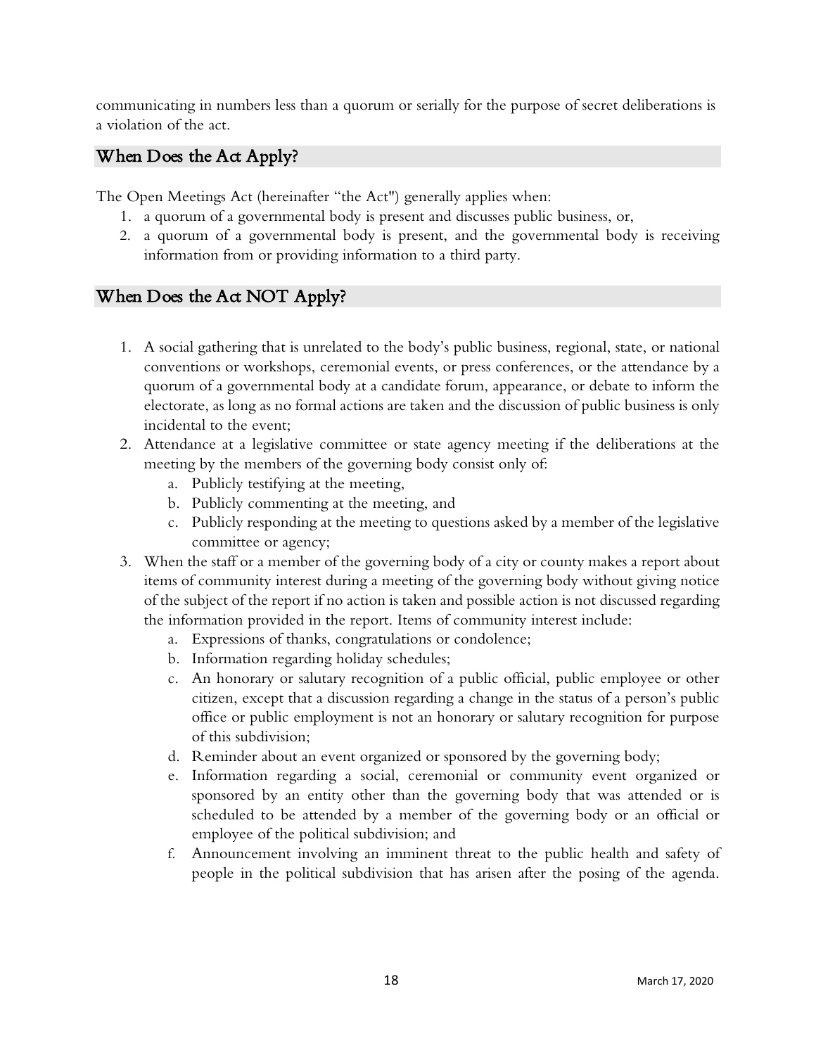communicating in numbers less than a quorum or serially for the purpose of secret deliberations is a violation of the act.

## When Does the Act Apply?

The Open Meetings Act (hereinafter "the Act") generally applies when:

1. a quorum of a governmental body is present and discusses public business, or,
2. a quorum of a governmental body is present, and the governmental body is receiving information from or providing information to a third party.

## When Does the Act NOT Apply?

1. A social gathering that is unrelated to the body's public business, regional, state, or national conventions or workshops, ceremonial events, or press conferences, or the attendance by a quorum of a governmental body at a candidate forum, appearance, or debate to inform the electorate, as long as no formal actions are taken and the discussion of public business is only incidental to the event;
2. Attendance at a legislative committee or state agency meeting if the deliberations at the meeting by the members of the governing body consist only of:
   a. Publicly testifying at the meeting,
   b. Publicly commenting at the meeting, and
   c. Publicly responding at the meeting to questions asked by a member of the legislative committee or agency;
3. When the staff or a member of the governing body of a city or county makes a report about items of community interest during a meeting of the governing body without giving notice of the subject of the report if no action is taken and possible action is not discussed regarding the information provided in the report. Items of community interest include:
   a. Expressions of thanks, congratulations or condolence;
   b. Information regarding holiday schedules;
   c. An honorary or salutary recognition of a public official, public employee or other citizen, except that a discussion regarding a change in the status of a person's public office or public employment is not an honorary or salutary recognition for purpose of this subdivision;
   d. Reminder about an event organized or sponsored by the governing body;
   e. Information regarding a social, ceremonial or community event organized or sponsored by an entity other than the governing body that was attended or is scheduled to be attended by a member of the governing body or an official or employee of the political subdivision; and
   f. Announcement involving an imminent threat to the public health and safety of people in the political subdivision that has arisen after the posing of the agenda.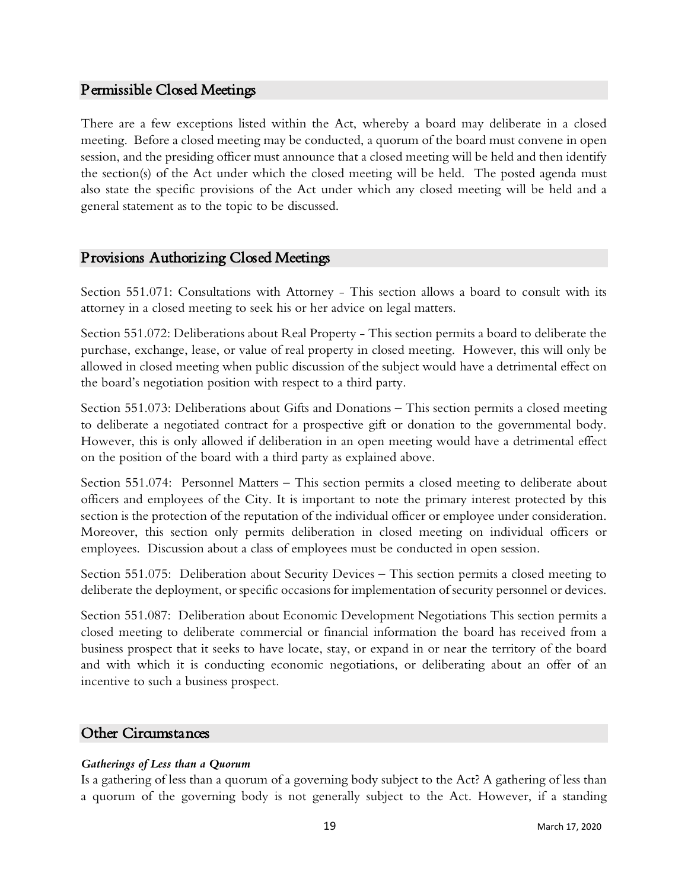## Permissible Closed Meetings

There are a few exceptions listed within the Act, whereby a board may deliberate in a closed meeting. Before a closed meeting may be conducted, a quorum of the board must convene in open session, and the presiding officer must announce that a closed meeting will be held and then identify the section(s) of the Act under which the closed meeting will be held. The posted agenda must also state the specific provisions of the Act under which any closed meeting will be held and a general statement as to the topic to be discussed.

## Provisions Authorizing Closed Meetings

Section 551.071: Consultations with Attorney - This section allows a board to consult with its attorney in a closed meeting to seek his or her advice on legal matters.

Section 551.072: Deliberations about Real Property - This section permits a board to deliberate the purchase, exchange, lease, or value of real property in closed meeting. However, this will only be allowed in closed meeting when public discussion of the subject would have a detrimental effect on the board's negotiation position with respect to a third party.

Section 551.073: Deliberations about Gifts and Donations – This section permits a closed meeting to deliberate a negotiated contract for a prospective gift or donation to the governmental body. However, this is only allowed if deliberation in an open meeting would have a detrimental effect on the position of the board with a third party as explained above.

Section 551.074: Personnel Matters – This section permits a closed meeting to deliberate about officers and employees of the City. It is important to note the primary interest protected by this section is the protection of the reputation of the individual officer or employee under consideration. Moreover, this section only permits deliberation in closed meeting on individual officers or employees. Discussion about a class of employees must be conducted in open session.

Section 551.075: Deliberation about Security Devices – This section permits a closed meeting to deliberate the deployment, or specific occasions for implementation of security personnel or devices.

Section 551.087: Deliberation about Economic Development Negotiations This section permits a closed meeting to deliberate commercial or financial information the board has received from a business prospect that it seeks to have locate, stay, or expand in or near the territory of the board and with which it is conducting economic negotiations, or deliberating about an offer of an incentive to such a business prospect.

## Other Circumstances

***Gatherings of Less than a Quorum***

Is a gathering of less than a quorum of a governing body subject to the Act? A gathering of less than a quorum of the governing body is not generally subject to the Act. However, if a standing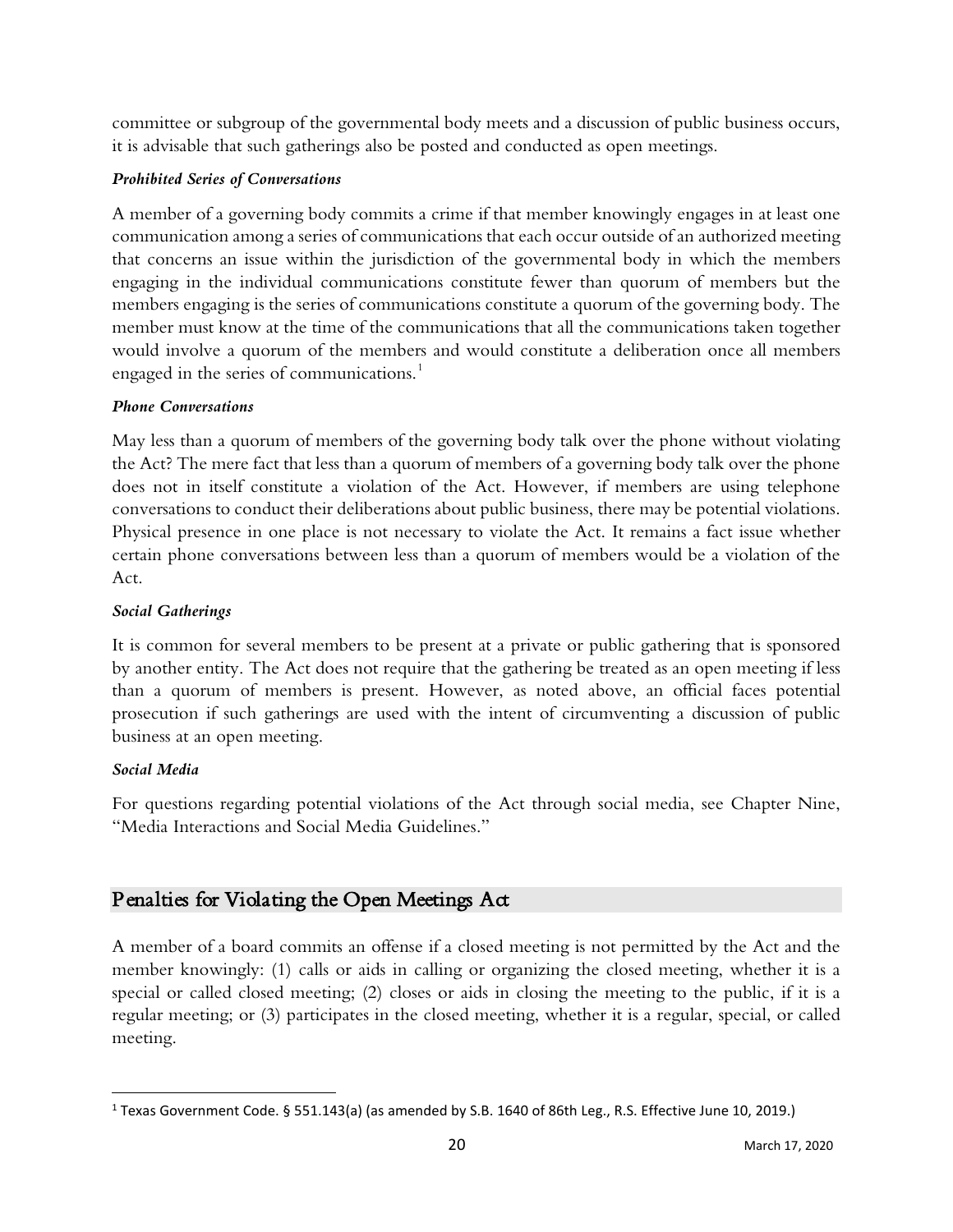committee or subgroup of the governmental body meets and a discussion of public business occurs, it is advisable that such gatherings also be posted and conducted as open meetings.

***Prohibited Series of Conversations***

A member of a governing body commits a crime if that member knowingly engages in at least one communication among a series of communications that each occur outside of an authorized meeting that concerns an issue within the jurisdiction of the governmental body in which the members engaging in the individual communications constitute fewer than quorum of members but the members engaging is the series of communications constitute a quorum of the governing body. The member must know at the time of the communications that all the communications taken together would involve a quorum of the members and would constitute a deliberation once all members engaged in the series of communications.[1]

***Phone Conversations***

May less than a quorum of members of the governing body talk over the phone without violating the Act? The mere fact that less than a quorum of members of a governing body talk over the phone does not in itself constitute a violation of the Act. However, if members are using telephone conversations to conduct their deliberations about public business, there may be potential violations. Physical presence in one place is not necessary to violate the Act. It remains a fact issue whether certain phone conversations between less than a quorum of members would be a violation of the Act.

***Social Gatherings***

It is common for several members to be present at a private or public gathering that is sponsored by another entity. The Act does not require that the gathering be treated as an open meeting if less than a quorum of members is present. However, as noted above, an official faces potential prosecution if such gatherings are used with the intent of circumventing a discussion of public business at an open meeting.

***Social Media***

For questions regarding potential violations of the Act through social media, see Chapter Nine, "Media Interactions and Social Media Guidelines."

## Penalties for Violating the Open Meetings Act

A member of a board commits an offense if a closed meeting is not permitted by the Act and the member knowingly: (1) calls or aids in calling or organizing the closed meeting, whether it is a special or called closed meeting; (2) closes or aids in closing the meeting to the public, if it is a regular meeting; or (3) participates in the closed meeting, whether it is a regular, special, or called meeting.

---

[1] Texas Government Code. § 551.143(a) (as amended by S.B. 1640 of 86th Leg., R.S. Effective June 10, 2019.)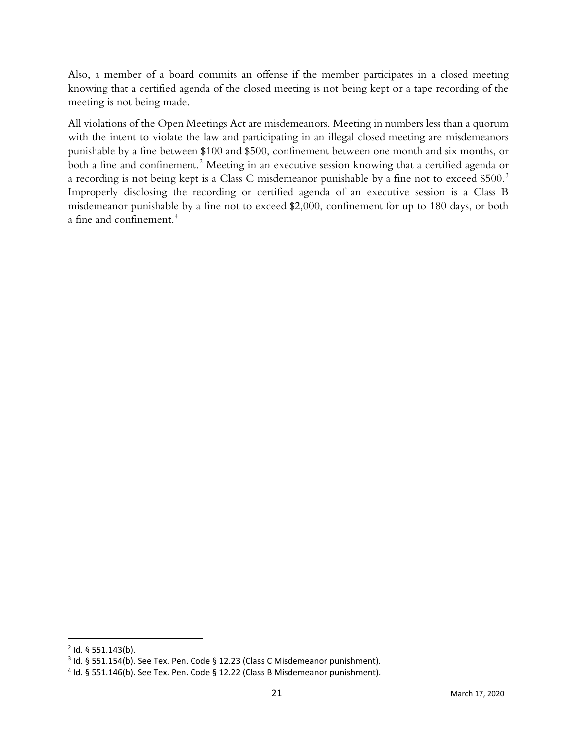Also, a member of a board commits an offense if the member participates in a closed meeting knowing that a certified agenda of the closed meeting is not being kept or a tape recording of the meeting is not being made.

All violations of the Open Meetings Act are misdemeanors. Meeting in numbers less than a quorum with the intent to violate the law and participating in an illegal closed meeting are misdemeanors punishable by a fine between $100 and $500, confinement between one month and six months, or both a fine and confinement.[2] Meeting in an executive session knowing that a certified agenda or a recording is not being kept is a Class C misdemeanor punishable by a fine not to exceed $500.[3] Improperly disclosing the recording or certified agenda of an executive session is a Class B misdemeanor punishable by a fine not to exceed $2,000, confinement for up to 180 days, or both a fine and confinement.[4]

---

[2] Id. § 551.143(b).

[3] Id. § 551.154(b). See Tex. Pen. Code § 12.23 (Class C Misdemeanor punishment).

[4] Id. § 551.146(b). See Tex. Pen. Code § 12.22 (Class B Misdemeanor punishment).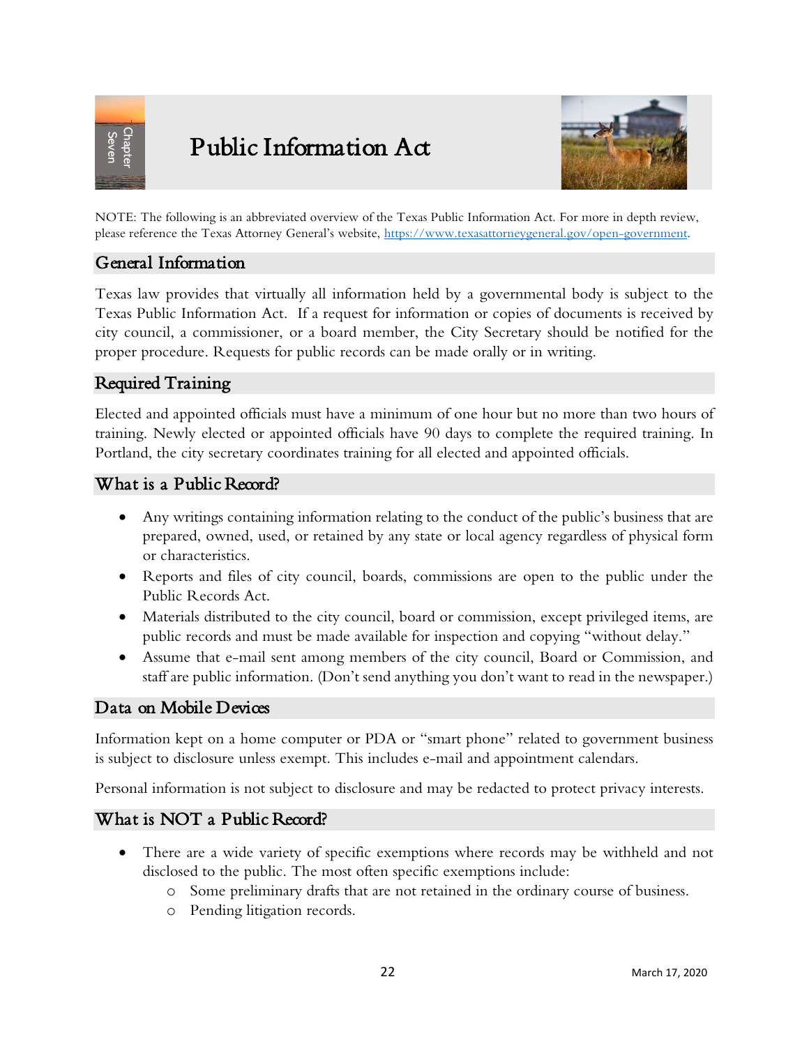# Public Information Act

NOTE: The following is an abbreviated overview of the Texas Public Information Act. For more in depth review, please reference the Texas Attorney General's website, [https://www.texasattorneygeneral.gov/open-government](https://www.texasattorneygeneral.gov/open-government).

## General Information

Texas law provides that virtually all information held by a governmental body is subject to the Texas Public Information Act. If a request for information or copies of documents is received by city council, a commissioner, or a board member, the City Secretary should be notified for the proper procedure. Requests for public records can be made orally or in writing.

## Required Training

Elected and appointed officials must have a minimum of one hour but no more than two hours of training. Newly elected or appointed officials have 90 days to complete the required training. In Portland, the city secretary coordinates training for all elected and appointed officials.

## What is a Public Record?

- Any writings containing information relating to the conduct of the public's business that are prepared, owned, used, or retained by any state or local agency regardless of physical form or characteristics.
- Reports and files of city council, boards, commissions are open to the public under the Public Records Act.
- Materials distributed to the city council, board or commission, except privileged items, are public records and must be made available for inspection and copying "without delay."
- Assume that e-mail sent among members of the city council, Board or Commission, and staff are public information. (Don't send anything you don't want to read in the newspaper.)

## Data on Mobile Devices

Information kept on a home computer or PDA or "smart phone" related to government business is subject to disclosure unless exempt. This includes e-mail and appointment calendars.

Personal information is not subject to disclosure and may be redacted to protect privacy interests.

## What is NOT a Public Record?

- There are a wide variety of specific exemptions where records may be withheld and not disclosed to the public. The most often specific exemptions include:
  - Some preliminary drafts that are not retained in the ordinary course of business.
  - Pending litigation records.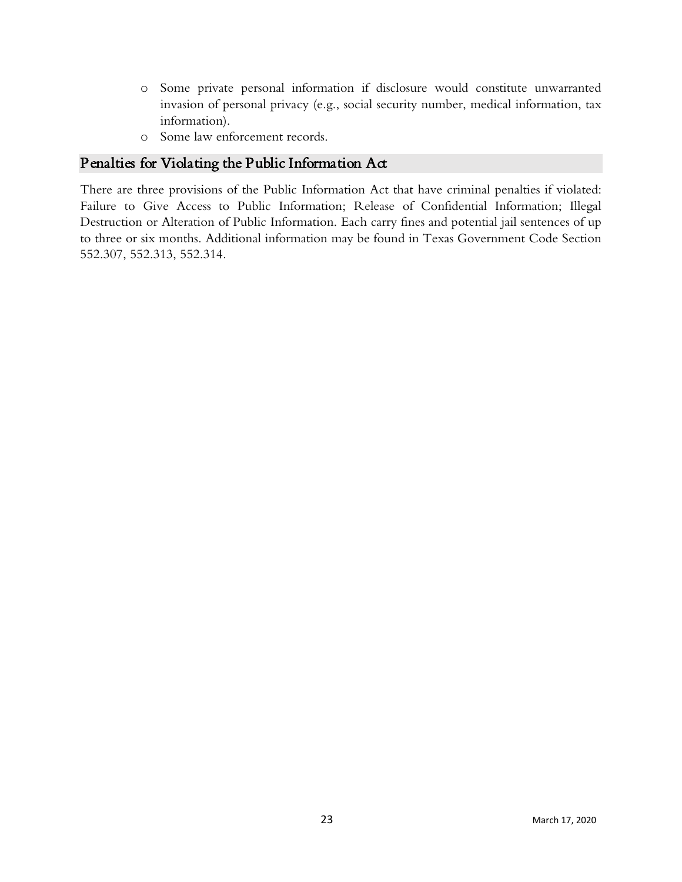- Some private personal information if disclosure would constitute unwarranted invasion of personal privacy (e.g., social security number, medical information, tax information).
- Some law enforcement records.

## Penalties for Violating the Public Information Act

There are three provisions of the Public Information Act that have criminal penalties if violated: Failure to Give Access to Public Information; Release of Confidential Information; Illegal Destruction or Alteration of Public Information. Each carry fines and potential jail sentences of up to to three or six months. Additional information may be found in Texas Government Code Section 552.307, 552.313, 552.314.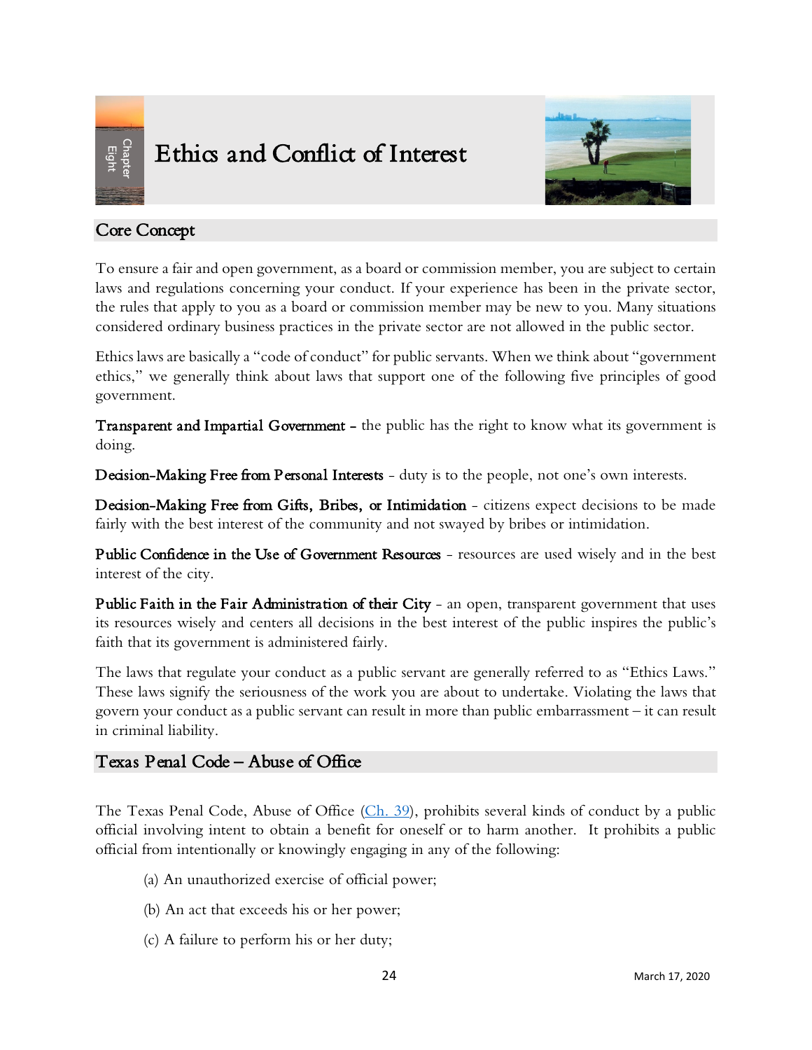Chapter Eight

# Ethics and Conflict of Interest

## Core Concept

To ensure a fair and open government, as a board or commission member, you are subject to certain laws and regulations concerning your conduct. If your experience has been in the private sector, the rules that apply to you as a board or commission member may be new to you. Many situations considered ordinary business practices in the private sector are not allowed in the public sector.

Ethics laws are basically a "code of conduct" for public servants. When we think about "government ethics," we generally think about laws that support one of the following five principles of good government.

**Transparent and Impartial Government** – the public has the right to know what its government is doing.

**Decision-Making Free from Personal Interests** - duty is to the people, not one's own interests.

**Decision-Making Free from Gifts, Bribes, or Intimidation** - citizens expect decisions to be made fairly with the best interest of the community and not swayed by bribes or intimidation.

**Public Confidence in the Use of Government Resources** - resources are used wisely and in the best interest of the city.

**Public Faith in the Fair Administration of their City** - an open, transparent government that uses its resources wisely and centers all decisions in the best interest of the public inspires the public's faith that its government is administered fairly.

The laws that regulate your conduct as a public servant are generally referred to as "Ethics Laws." These laws signify the seriousness of the work you are about to undertake. Violating the laws that govern your conduct as a public servant can result in more than public embarrassment – it can result in criminal liability.

## Texas Penal Code – Abuse of Office

The Texas Penal Code, Abuse of Office (Ch. 39), prohibits several kinds of conduct by a public official involving intent to obtain a benefit for oneself or to harm another. It prohibits a public official from intentionally or knowingly engaging in any of the following:

(a) An unauthorized exercise of official power;

(b) An act that exceeds his or her power;

(c) A failure to perform his or her duty;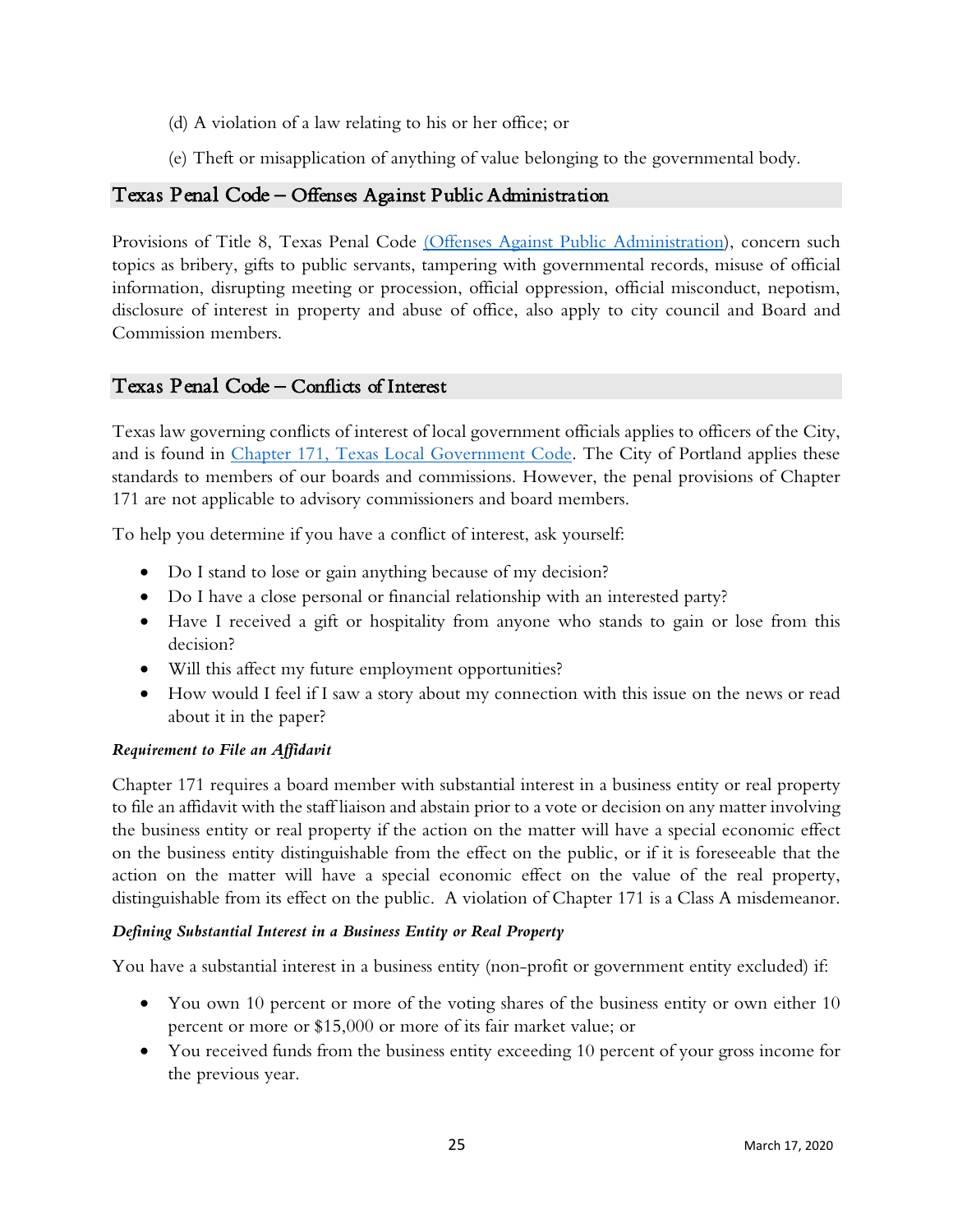(d) A violation of a law relating to his or her office; or

(e) Theft or misapplication of anything of value belonging to the governmental body.

## Texas Penal Code – Offenses Against Public Administration

Provisions of Title 8, Texas Penal Code [(Offenses Against Public Administration)](), concern such topics as bribery, gifts to public servants, tampering with governmental records, misuse of official information, disrupting meeting or procession, official oppression, official misconduct, nepotism, disclosure of interest in property and abuse of office, also apply to city council and Board and Commission members.

## Texas Penal Code – Conflicts of Interest

Texas law governing conflicts of interest of local government officials applies to officers of the City, and is found in [Chapter 171, Texas Local Government Code](). The City of Portland applies these standards to members of our boards and commissions. However, the penal provisions of Chapter 171 are not applicable to advisory commissioners and board members.

To help you determine if you have a conflict of interest, ask yourself:

- Do I stand to lose or gain anything because of my decision?
- Do I have a close personal or financial relationship with an interested party?
- Have I received a gift or hospitality from anyone who stands to gain or lose from this decision?
- Will this affect my future employment opportunities?
- How would I feel if I saw a story about my connection with this issue on the news or read about it in the paper?

***Requirement to File an Affidavit***

Chapter 171 requires a board member with substantial interest in a business entity or real property to file an affidavit with the staff liaison and abstain prior to a vote or decision on any matter involving the business entity or real property if the action on the matter will have a special economic effect on the business entity distinguishable from the effect on the public, or if it is foreseeable that the action on the matter will have a special economic effect on the value of the real property, distinguishable from its effect on the public. A violation of Chapter 171 is a Class A misdemeanor.

***Defining Substantial Interest in a Business Entity or Real Property***

You have a substantial interest in a business entity (non-profit or government entity excluded) if:

- You own 10 percent or more of the voting shares of the business entity or own either 10 percent or more or $15,000 or more of its fair market value; or
- You received funds from the business entity exceeding 10 percent of your gross income for the previous year.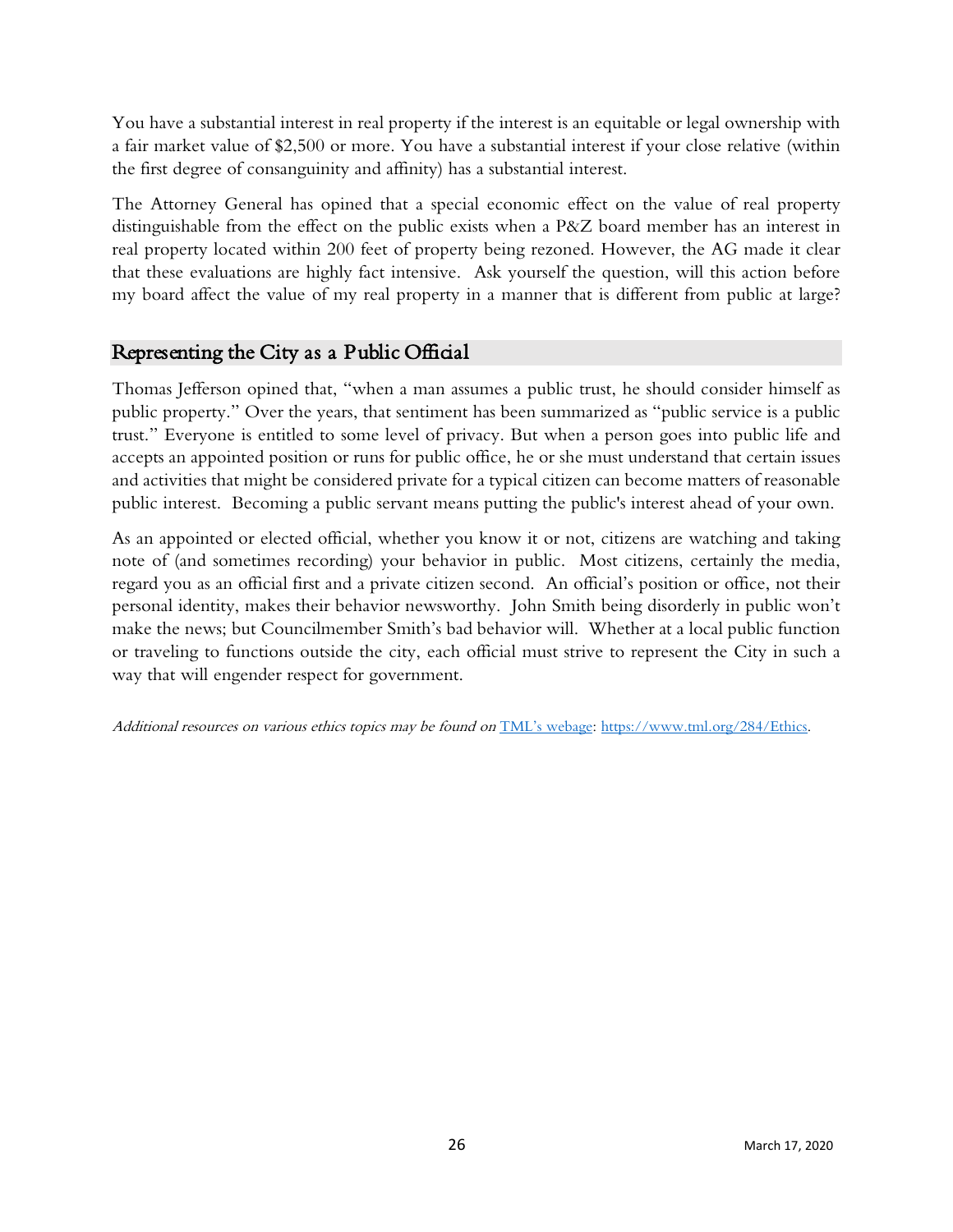You have a substantial interest in real property if the interest is an equitable or legal ownership with a fair market value of $2,500 or more. You have a substantial interest if your close relative (within the first degree of consanguinity and affinity) has a substantial interest.

The Attorney General has opined that a special economic effect on the value of real property distinguishable from the effect on the public exists when a P&Z board member has an interest in real property located within 200 feet of property being rezoned. However, the AG made it clear that these evaluations are highly fact intensive. Ask yourself the question, will this action before my board affect the value of my real property in a manner that is different from public at large?

## Representing the City as a Public Official

Thomas Jefferson opined that, "when a man assumes a public trust, he should consider himself as public property." Over the years, that sentiment has been summarized as "public service is a public trust." Everyone is entitled to some level of privacy. But when a person goes into public life and accepts an appointed position or runs for public office, he or she must understand that certain issues and activities that might be considered private for a typical citizen can become matters of reasonable public interest. Becoming a public servant means putting the public's interest ahead of your own.

As an appointed or elected official, whether you know it or not, citizens are watching and taking note of (and sometimes recording) your behavior in public. Most citizens, certainly the media, regard you as an official first and a private citizen second. An official's position or office, not their personal identity, makes their behavior newsworthy. John Smith being disorderly in public won't make the news; but Councilmember Smith's bad behavior will. Whether at a local public function or traveling to functions outside the city, each official must strive to represent the City in such a way that will engender respect for government.

*Additional resources on various ethics topics may be found on* [TML's webage](https://www.tml.org/284/Ethics): https://www.tml.org/284/Ethics.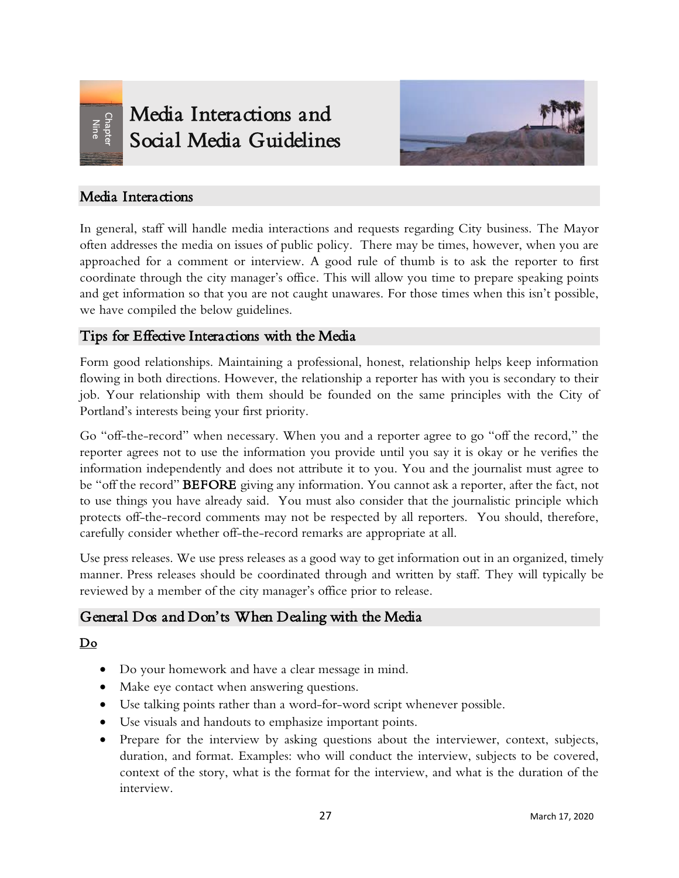# Media Interactions and Social Media Guidelines

## Media Interactions

In general, staff will handle media interactions and requests regarding City business. The Mayor often addresses the media on issues of public policy. There may be times, however, when you are approached for a comment or interview. A good rule of thumb is to ask the reporter to first coordinate through the city manager's office. This will allow you time to prepare speaking points and get information so that you are not caught unawares. For those times when this isn't possible, we have compiled the below guidelines.

## Tips for Effective Interactions with the Media

Form good relationships. Maintaining a professional, honest, relationship helps keep information flowing in both directions. However, the relationship a reporter has with you is secondary to their job. Your relationship with them should be founded on the same principles with the City of Portland's interests being your first priority.

Go "off-the-record" when necessary. When you and a reporter agree to go "off the record," the reporter agrees not to use the information you provide until you say it is okay or he verifies the information independently and does not attribute it to you. You and the journalist must agree to be "off the record" **BEFORE** giving any information. You cannot ask a reporter, after the fact, not to use things you have already said. You must also consider that the journalistic principle which protects off-the-record comments may not be respected by all reporters. You should, therefore, carefully consider whether off-the-record remarks are appropriate at all.

Use press releases. We use press releases as a good way to get information out in an organized, timely manner. Press releases should be coordinated through and written by staff. They will typically be reviewed by a member of the city manager's office prior to release.

## General Dos and Don'ts When Dealing with the Media

<u>Do</u>

- Do your homework and have a clear message in mind.
- Make eye contact when answering questions.
- Use talking points rather than a word-for-word script whenever possible.
- Use visuals and handouts to emphasize important points.
- Prepare for the interview by asking questions about the interviewer, context, subjects, duration, and format. Examples: who will conduct the interview, subjects to be covered, context of the story, what is the format for the interview, and what is the duration of the interview.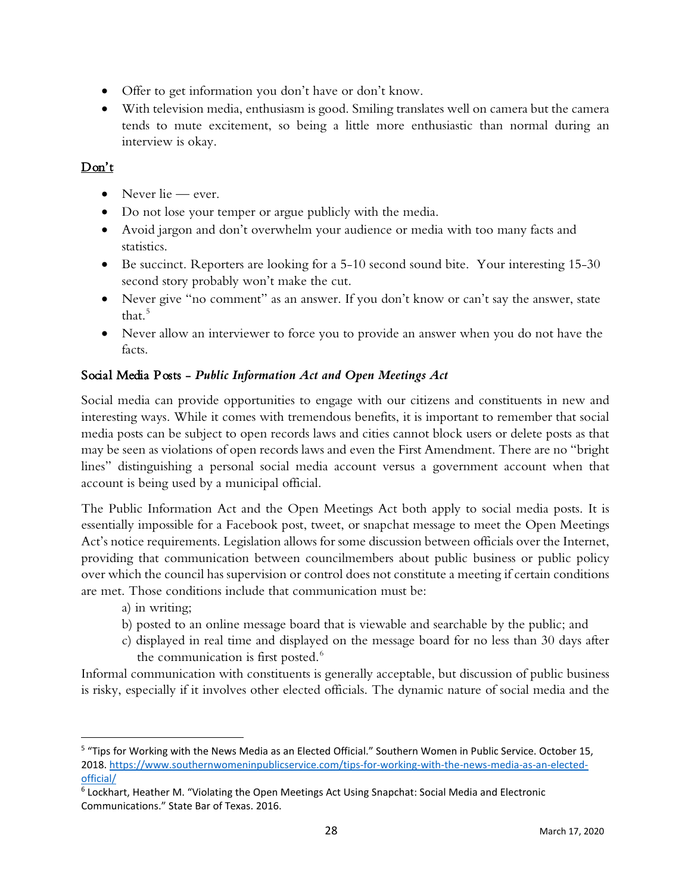- Offer to get information you don't have or don't know.
- With television media, enthusiasm is good. Smiling translates well on camera but the camera tends to mute excitement, so being a little more enthusiastic than normal during an interview is okay.

### Don't

- Never lie — ever.
- Do not lose your temper or argue publicly with the media.
- Avoid jargon and don't overwhelm your audience or media with too many facts and statistics.
- Be succinct. Reporters are looking for a 5-10 second sound bite. Your interesting 15-30 second story probably won't make the cut.
- Never give "no comment" as an answer. If you don't know or can't say the answer, state that.[5]
- Never allow an interviewer to force you to provide an answer when you do not have the facts.

### Social Media Posts - *Public Information Act and Open Meetings Act*

Social media can provide opportunities to engage with our citizens and constituents in new and interesting ways. While it comes with tremendous benefits, it is important to remember that social media posts can be subject to open records laws and cities cannot block users or delete posts as that may be seen as violations of open records laws and even the First Amendment. There are no "bright lines" distinguishing a personal social media account versus a government account when that account is being used by a municipal official.

The Public Information Act and the Open Meetings Act both apply to social media posts. It is essentially impossible for a Facebook post, tweet, or snapchat message to meet the Open Meetings Act's notice requirements. Legislation allows for some discussion between officials over the Internet, providing that communication between councilmembers about public business or public policy over which the council has supervision or control does not constitute a meeting if certain conditions are met. Those conditions include that communication must be:

a) in writing;
b) posted to an online message board that is viewable and searchable by the public; and
c) displayed in real time and displayed on the message board for no less than 30 days after the communication is first posted.[6]

Informal communication with constituents is generally acceptable, but discussion of public business is risky, especially if it involves other elected officials. The dynamic nature of social media and the

---

[5] "Tips for Working with the News Media as an Elected Official." Southern Women in Public Service. October 15, 2018. https://www.southernwomeninpublicservice.com/tips-for-working-with-the-news-media-as-an-elected-official/

[6] Lockhart, Heather M. "Violating the Open Meetings Act Using Snapchat: Social Media and Electronic Communications." State Bar of Texas. 2016.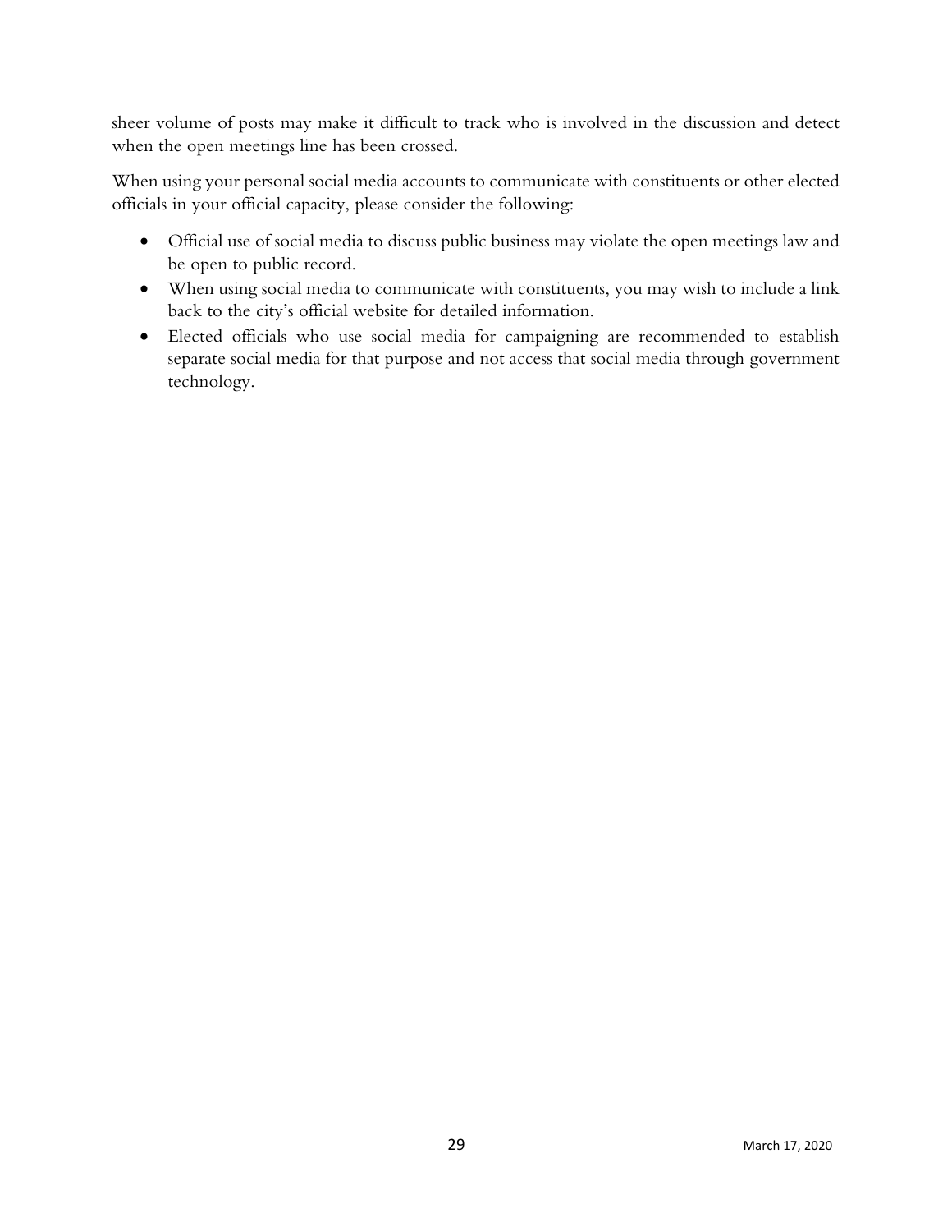sheer volume of posts may make it difficult to track who is involved in the discussion and detect when the open meetings line has been crossed.

When using your personal social media accounts to communicate with constituents or other elected officials in your official capacity, please consider the following:

- Official use of social media to discuss public business may violate the open meetings law and be open to public record.
- When using social media to communicate with constituents, you may wish to include a link back to the city's official website for detailed information.
- Elected officials who use social media for campaigning are recommended to establish separate social media for that purpose and not access that social media through government technology.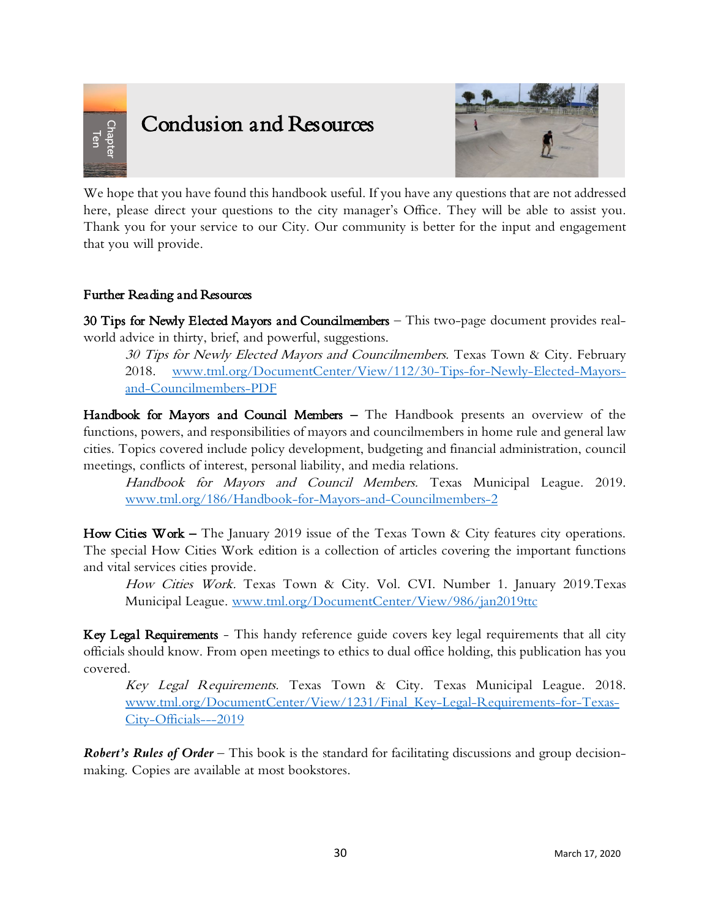# Conclusion and Resources

Chapter Ten

We hope that you have found this handbook useful. If you have any questions that are not addressed here, please direct your questions to the city manager's Office. They will be able to assist you. Thank you for your service to our City. Our community is better for the input and engagement that you will provide.

## Further Reading and Resources

**30 Tips for Newly Elected Mayors and Councilmembers** – This two-page document provides real-world advice in thirty, brief, and powerful, suggestions.

> *30 Tips for Newly Elected Mayors and Councilmembers.* Texas Town & City. February 2018. www.tml.org/DocumentCenter/View/112/30-Tips-for-Newly-Elected-Mayors-and-Councilmembers-PDF

**Handbook for Mayors and Council Members** – The Handbook presents an overview of the functions, powers, and responsibilities of mayors and councilmembers in home rule and general law cities. Topics covered include policy development, budgeting and financial administration, council meetings, conflicts of interest, personal liability, and media relations.

> *Handbook for Mayors and Council Members.* Texas Municipal League. 2019. www.tml.org/186/Handbook-for-Mayors-and-Councilmembers-2

**How Cities Work** – The January 2019 issue of the Texas Town & City features city operations. The special How Cities Work edition is a collection of articles covering the important functions and vital services cities provide.

> *How Cities Work.* Texas Town & City. Vol. CVI. Number 1. January 2019.Texas Municipal League. www.tml.org/DocumentCenter/View/986/jan2019ttc

**Key Legal Requirements** - This handy reference guide covers key legal requirements that all city officials should know. From open meetings to ethics to dual office holding, this publication has you covered.

> *Key Legal Requirements.* Texas Town & City. Texas Municipal League. 2018. www.tml.org/DocumentCenter/View/1231/Final_Key-Legal-Requirements-for-Texas-City-Officials---2019

***Robert's Rules of Order*** – This book is the standard for facilitating discussions and group decision-making. Copies are available at most bookstores.

March 17, 2020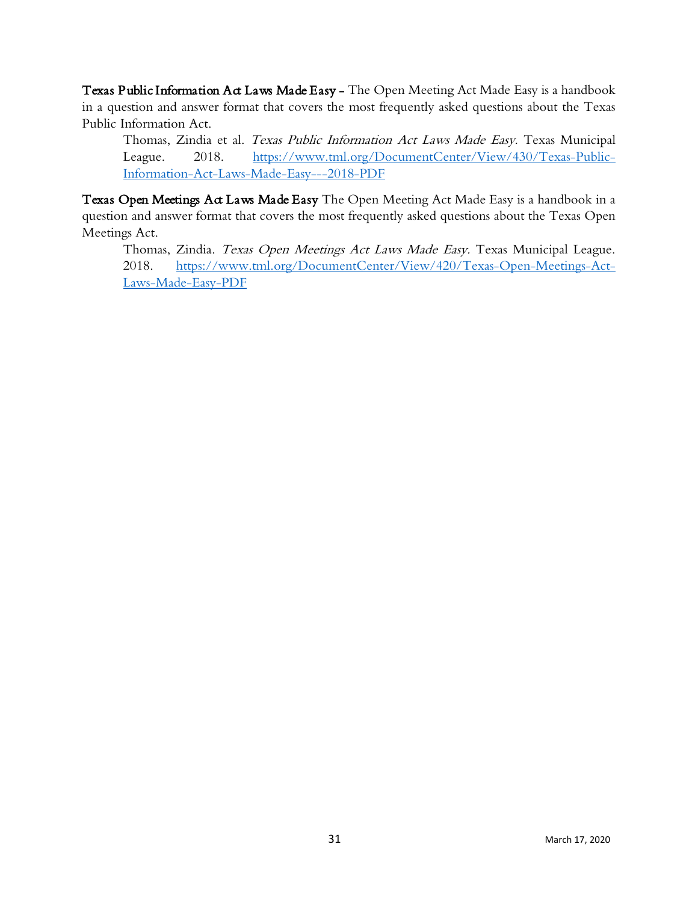**Texas Public Information Act Laws Made Easy –** The Open Meeting Act Made Easy is a handbook in a question and answer format that covers the most frequently asked questions about the Texas Public Information Act.

> Thomas, Zindia et al. *Texas Public Information Act Laws Made Easy*. Texas Municipal League. 2018. [https://www.tml.org/DocumentCenter/View/430/Texas-Public-Information-Act-Laws-Made-Easy---2018-PDF](https://www.tml.org/DocumentCenter/View/430/Texas-Public-Information-Act-Laws-Made-Easy---2018-PDF)

**Texas Open Meetings Act Laws Made Easy** The Open Meeting Act Made Easy is a handbook in a question and answer format that covers the most frequently asked questions about the Texas Open Meetings Act.

> Thomas, Zindia. *Texas Open Meetings Act Laws Made Easy*. Texas Municipal League. 2018. [https://www.tml.org/DocumentCenter/View/420/Texas-Open-Meetings-Act-Laws-Made-Easy-PDF](https://www.tml.org/DocumentCenter/View/420/Texas-Open-Meetings-Act-Laws-Made-Easy-PDF)